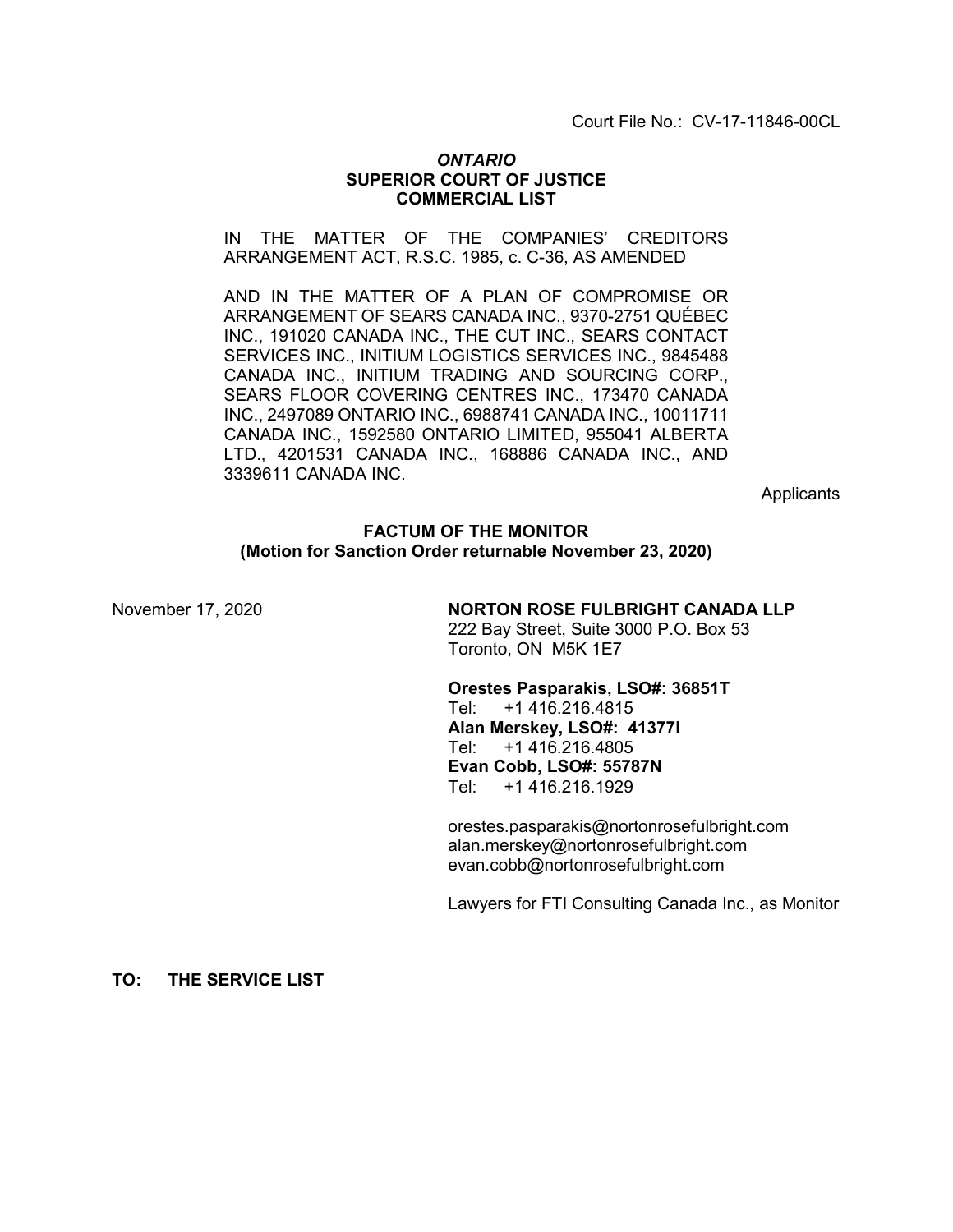Court File No.: CV-17-11846-00CL

***ONTARIO***
**SUPERIOR COURT OF JUSTICE**
**COMMERCIAL LIST**

IN THE MATTER OF THE COMPANIES' CREDITORS ARRANGEMENT ACT, R.S.C. 1985, c. C-36, AS AMENDED

AND IN THE MATTER OF A PLAN OF COMPROMISE OR ARRANGEMENT OF SEARS CANADA INC., 9370-2751 QUÉBEC INC., 191020 CANADA INC., THE CUT INC., SEARS CONTACT SERVICES INC., INITIUM LOGISTICS SERVICES INC., 9845488 CANADA INC., INITIUM TRADING AND SOURCING CORP., SEARS FLOOR COVERING CENTRES INC., 173470 CANADA INC., 2497089 ONTARIO INC., 6988741 CANADA INC., 10011711 CANADA INC., 1592580 ONTARIO LIMITED, 955041 ALBERTA LTD., 4201531 CANADA INC., 168886 CANADA INC., AND 3339611 CANADA INC.

Applicants

**FACTUM OF THE MONITOR**
**(Motion for Sanction Order returnable November 23, 2020)**

November 17, 2020

**NORTON ROSE FULBRIGHT CANADA LLP**
222 Bay Street, Suite 3000 P.O. Box 53
Toronto, ON M5K 1E7

**Orestes Pasparakis, LSO#: 36851T**
Tel: +1 416.216.4815
**Alan Merskey, LSO#: 41377I**
Tel: +1 416.216.4805
**Evan Cobb, LSO#: 55787N**
Tel: +1 416.216.1929

orestes.pasparakis@nortonrosefulbright.com
alan.merskey@nortonrosefulbright.com
evan.cobb@nortonrosefulbright.com

Lawyers for FTI Consulting Canada Inc., as Monitor

**TO: THE SERVICE LIST**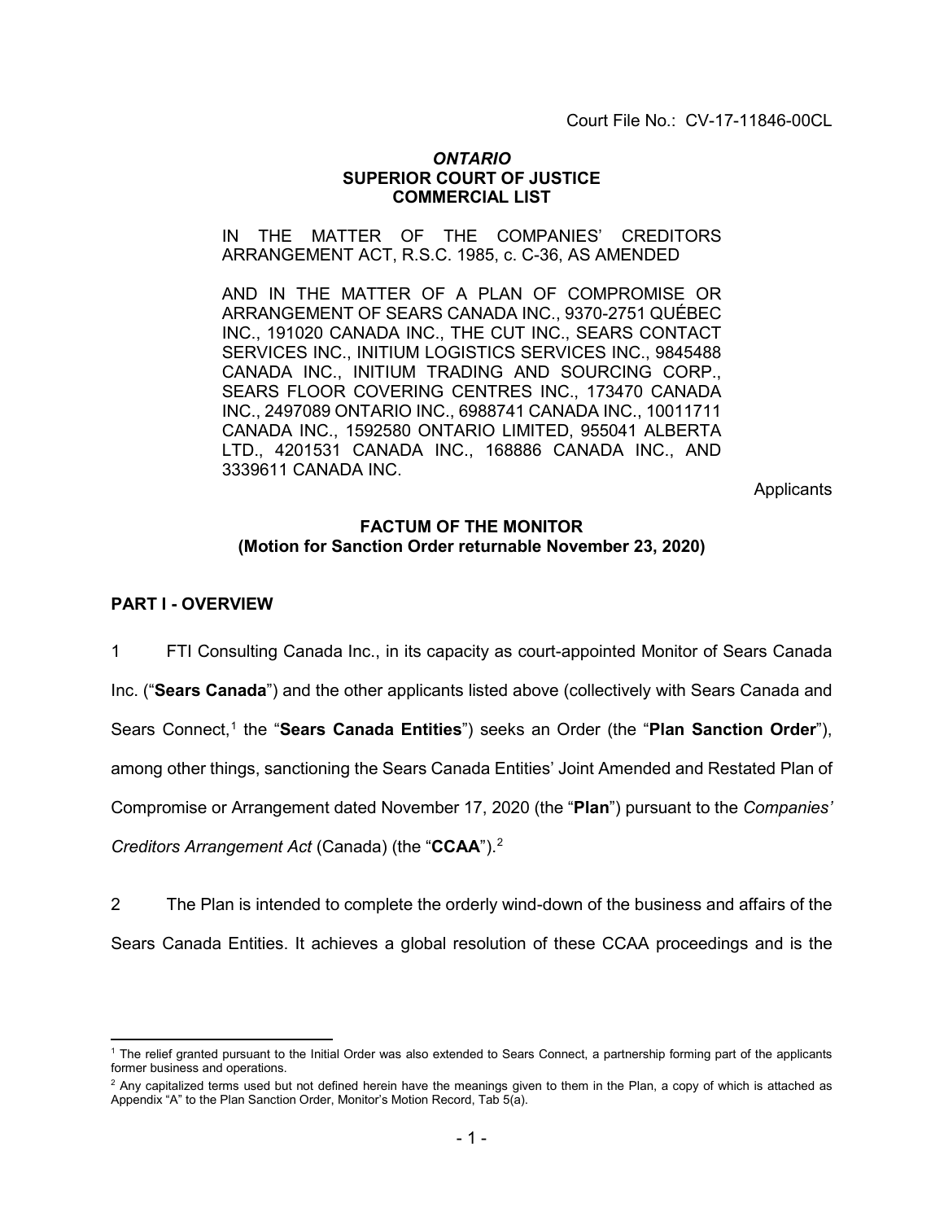Court File No.: CV-17-11846-00CL

***ONTARIO***
**SUPERIOR COURT OF JUSTICE**
**COMMERCIAL LIST**

IN THE MATTER OF THE COMPANIES' CREDITORS ARRANGEMENT ACT, R.S.C. 1985, c. C-36, AS AMENDED

AND IN THE MATTER OF A PLAN OF COMPROMISE OR ARRANGEMENT OF SEARS CANADA INC., 9370-2751 QUÉBEC INC., 191020 CANADA INC., THE CUT INC., SEARS CONTACT SERVICES INC., INITIUM LOGISTICS SERVICES INC., 9845488 CANADA INC., INITIUM TRADING AND SOURCING CORP., SEARS FLOOR COVERING CENTRES INC., 173470 CANADA INC., 2497089 ONTARIO INC., 6988741 CANADA INC., 10011711 CANADA INC., 1592580 ONTARIO LIMITED, 955041 ALBERTA LTD., 4201531 CANADA INC., 168886 CANADA INC., AND 3339611 CANADA INC.

Applicants

**FACTUM OF THE MONITOR**
**(Motion for Sanction Order returnable November 23, 2020)**

## PART I - OVERVIEW

1 FTI Consulting Canada Inc., in its capacity as court-appointed Monitor of Sears Canada Inc. ("**Sears Canada**") and the other applicants listed above (collectively with Sears Canada and Sears Connect,[1] the "**Sears Canada Entities**") seeks an Order (the "**Plan Sanction Order**"), among other things, sanctioning the Sears Canada Entities' Joint Amended and Restated Plan of Compromise or Arrangement dated November 17, 2020 (the "**Plan**") pursuant to the *Companies' Creditors Arrangement Act* (Canada) (the "**CCAA**").[2]

2 The Plan is intended to complete the orderly wind-down of the business and affairs of the Sears Canada Entities. It achieves a global resolution of these CCAA proceedings and is the

---

[1] The relief granted pursuant to the Initial Order was also extended to Sears Connect, a partnership forming part of the applicants former business and operations.

[2] Any capitalized terms used but not defined herein have the meanings given to them in the Plan, a copy of which is attached as Appendix "A" to the Plan Sanction Order, Monitor's Motion Record, Tab 5(a).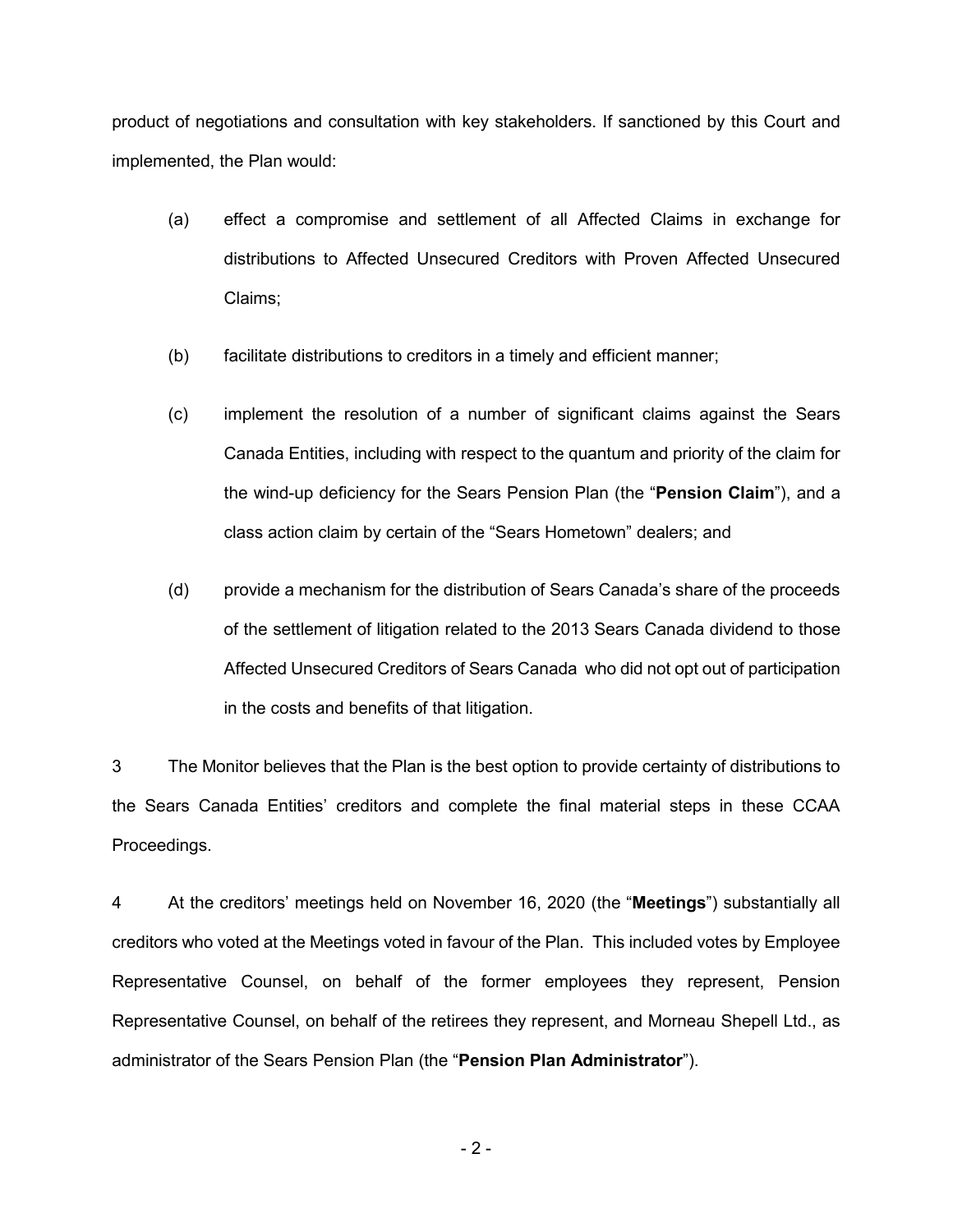product of negotiations and consultation with key stakeholders. If sanctioned by this Court and implemented, the Plan would:

(a) effect a compromise and settlement of all Affected Claims in exchange for distributions to Affected Unsecured Creditors with Proven Affected Unsecured Claims;

(b) facilitate distributions to creditors in a timely and efficient manner;

(c) implement the resolution of a number of significant claims against the Sears Canada Entities, including with respect to the quantum and priority of the claim for the wind-up deficiency for the Sears Pension Plan (the "**Pension Claim**"), and a class action claim by certain of the "Sears Hometown" dealers; and

(d) provide a mechanism for the distribution of Sears Canada's share of the proceeds of the settlement of litigation related to the 2013 Sears Canada dividend to those Affected Unsecured Creditors of Sears Canada who did not opt out of participation in the costs and benefits of that litigation.

3 The Monitor believes that the Plan is the best option to provide certainty of distributions to the Sears Canada Entities' creditors and complete the final material steps in these CCAA Proceedings.

4 At the creditors' meetings held on November 16, 2020 (the "**Meetings**") substantially all creditors who voted at the Meetings voted in favour of the Plan. This included votes by Employee Representative Counsel, on behalf of the former employees they represent, Pension Representative Counsel, on behalf of the retirees they represent, and Morneau Shepell Ltd., as administrator of the Sears Pension Plan (the "**Pension Plan Administrator**").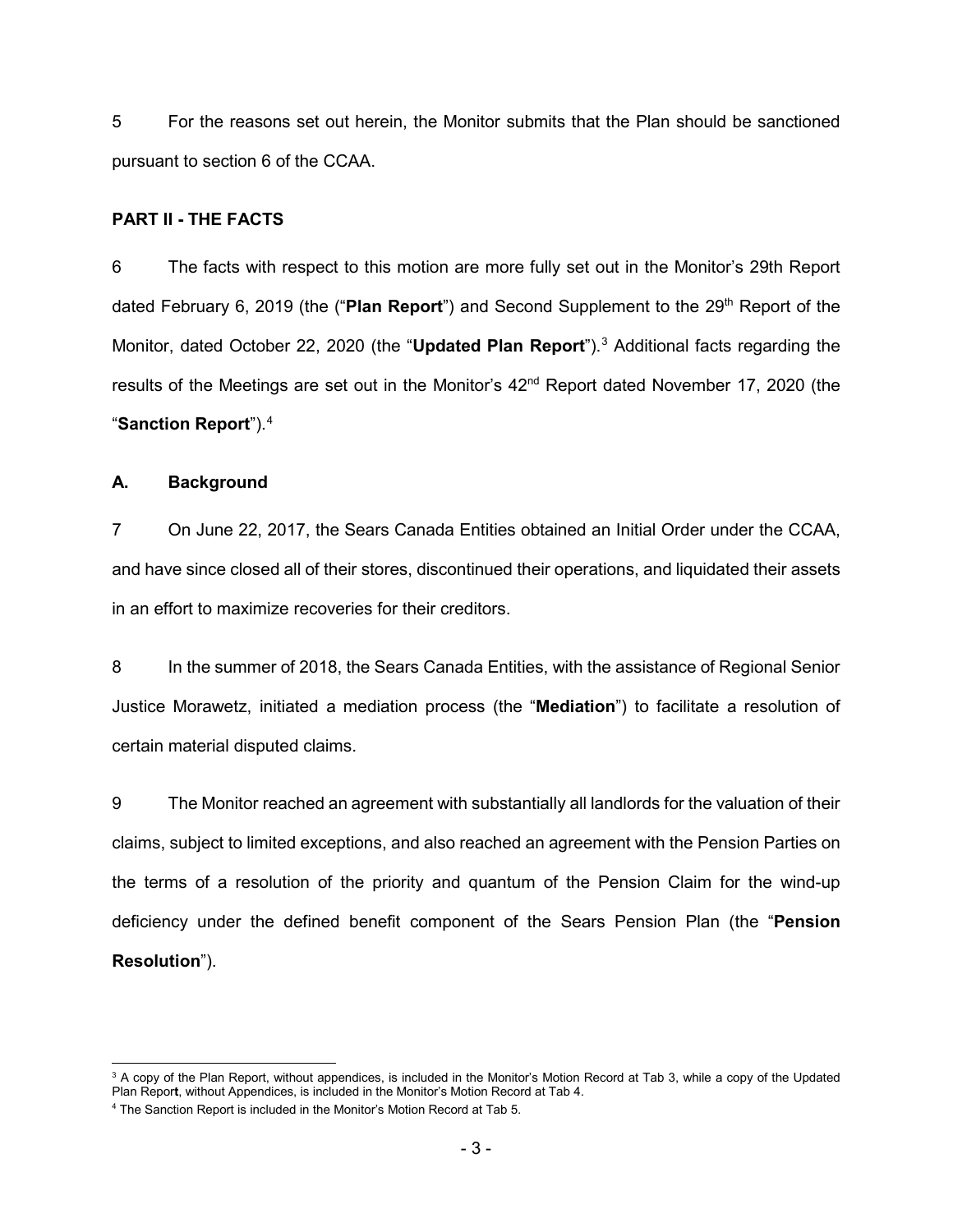5 For the reasons set out herein, the Monitor submits that the Plan should be sanctioned pursuant to section 6 of the CCAA.

## PART II - THE FACTS

6 The facts with respect to this motion are more fully set out in the Monitor's 29th Report dated February 6, 2019 (the ("**Plan Report**") and Second Supplement to the 29th Report of the Monitor, dated October 22, 2020 (the "**Updated Plan Report**").[3] Additional facts regarding the results of the Meetings are set out in the Monitor's 42nd Report dated November 17, 2020 (the "**Sanction Report**").[4]

### A. Background

7 On June 22, 2017, the Sears Canada Entities obtained an Initial Order under the CCAA, and have since closed all of their stores, discontinued their operations, and liquidated their assets in an effort to maximize recoveries for their creditors.

8 In the summer of 2018, the Sears Canada Entities, with the assistance of Regional Senior Justice Morawetz, initiated a mediation process (the "**Mediation**") to facilitate a resolution of certain material disputed claims.

9 The Monitor reached an agreement with substantially all landlords for the valuation of their claims, subject to limited exceptions, and also reached an agreement with the Pension Parties on the terms of a resolution of the priority and quantum of the Pension Claim for the wind-up deficiency under the defined benefit component of the Sears Pension Plan (the "**Pension Resolution**").

---

[3] A copy of the Plan Report, without appendices, is included in the Monitor's Motion Record at Tab 3, while a copy of the Updated Plan Report, without Appendices, is included in the Monitor's Motion Record at Tab 4.

[4] The Sanction Report is included in the Monitor's Motion Record at Tab 5.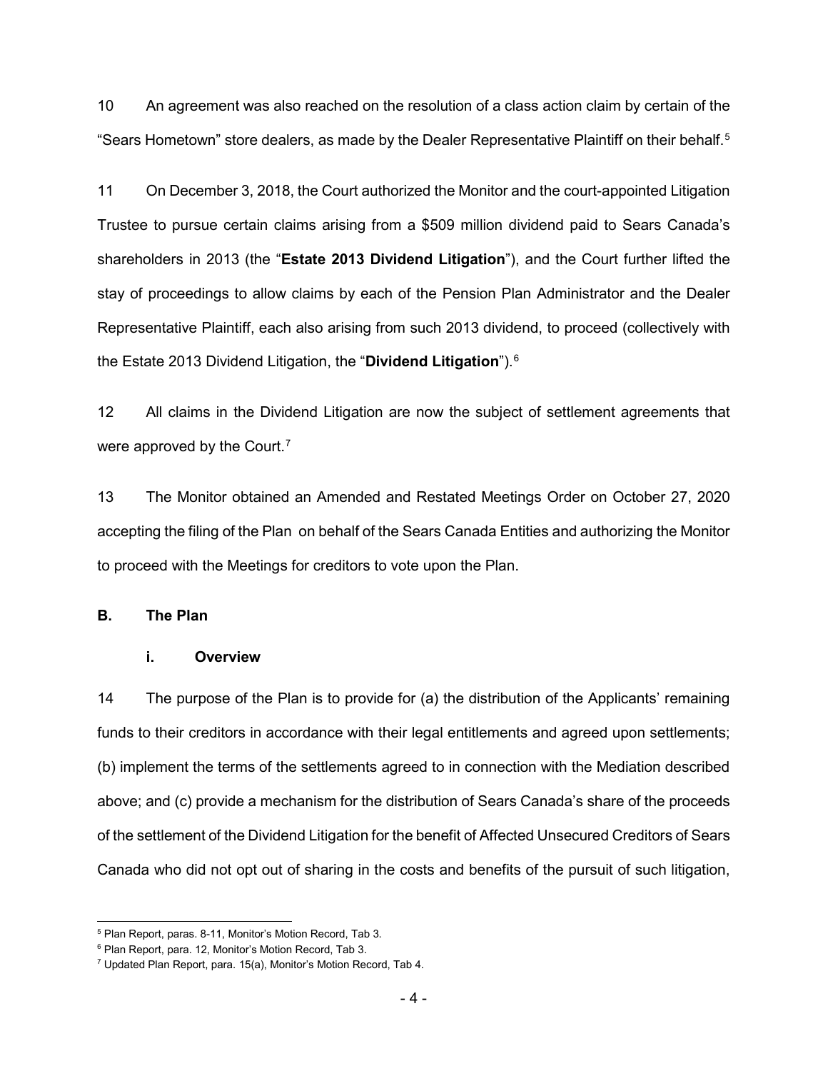10 An agreement was also reached on the resolution of a class action claim by certain of the "Sears Hometown" store dealers, as made by the Dealer Representative Plaintiff on their behalf.[5]

11 On December 3, 2018, the Court authorized the Monitor and the court-appointed Litigation Trustee to pursue certain claims arising from a $509 million dividend paid to Sears Canada's shareholders in 2013 (the "**Estate 2013 Dividend Litigation**"), and the Court further lifted the stay of proceedings to allow claims by each of the Pension Plan Administrator and the Dealer Representative Plaintiff, each also arising from such 2013 dividend, to proceed (collectively with the Estate 2013 Dividend Litigation, the "**Dividend Litigation**").[6]

12 All claims in the Dividend Litigation are now the subject of settlement agreements that were approved by the Court.[7]

13 The Monitor obtained an Amended and Restated Meetings Order on October 27, 2020 accepting the filing of the Plan on behalf of the Sears Canada Entities and authorizing the Monitor to proceed with the Meetings for creditors to vote upon the Plan.

## B. The Plan

### i. Overview

14 The purpose of the Plan is to provide for (a) the distribution of the Applicants' remaining funds to their creditors in accordance with their legal entitlements and agreed upon settlements; (b) implement the terms of the settlements agreed to in connection with the Mediation described above; and (c) provide a mechanism for the distribution of Sears Canada's share of the proceeds of the settlement of the Dividend Litigation for the benefit of Affected Unsecured Creditors of Sears Canada who did not opt out of sharing in the costs and benefits of the pursuit of such litigation,

---

[5] Plan Report, paras. 8-11, Monitor's Motion Record, Tab 3.

[6] Plan Report, para. 12, Monitor's Motion Record, Tab 3.

[7] Updated Plan Report, para. 15(a), Monitor's Motion Record, Tab 4.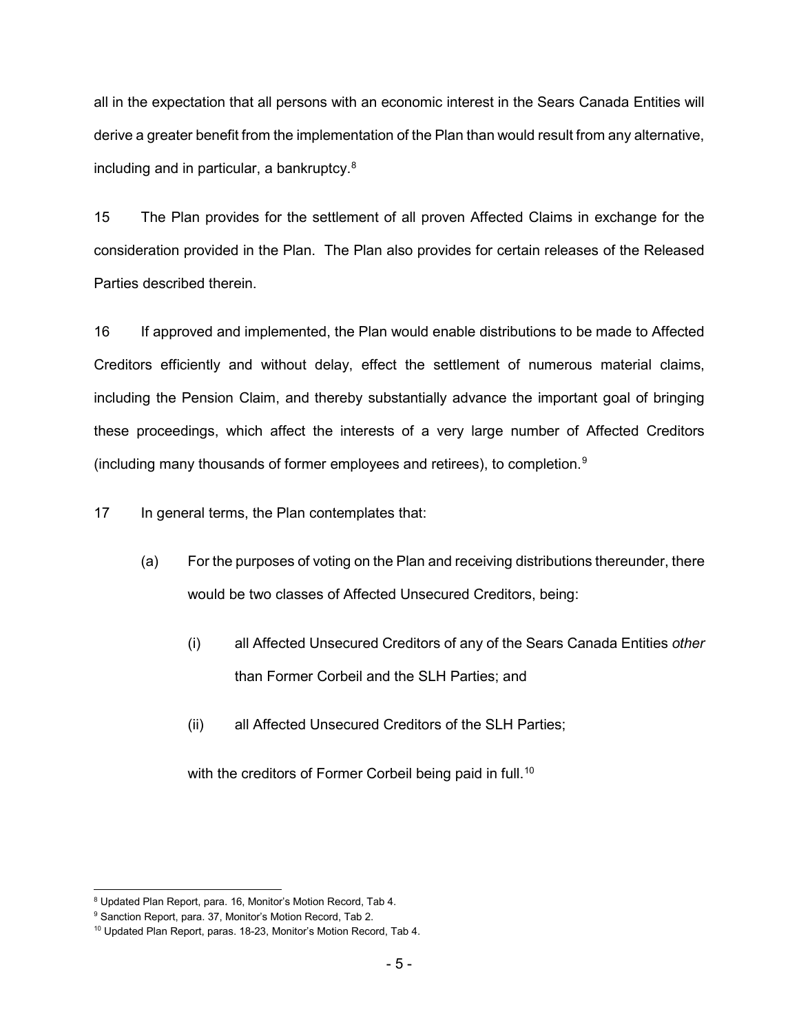all in the expectation that all persons with an economic interest in the Sears Canada Entities will derive a greater benefit from the implementation of the Plan than would result from any alternative, including and in particular, a bankruptcy.[8]

15 The Plan provides for the settlement of all proven Affected Claims in exchange for the consideration provided in the Plan. The Plan also provides for certain releases of the Released Parties described therein.

16 If approved and implemented, the Plan would enable distributions to be made to Affected Creditors efficiently and without delay, effect the settlement of numerous material claims, including the Pension Claim, and thereby substantially advance the important goal of bringing these proceedings, which affect the interests of a very large number of Affected Creditors (including many thousands of former employees and retirees), to completion.[9]

17 In general terms, the Plan contemplates that:

(a) For the purposes of voting on the Plan and receiving distributions thereunder, there would be two classes of Affected Unsecured Creditors, being:

  (i) all Affected Unsecured Creditors of any of the Sears Canada Entities *other* than Former Corbeil and the SLH Parties; and

  (ii) all Affected Unsecured Creditors of the SLH Parties;

with the creditors of Former Corbeil being paid in full.[10]

---

[8] Updated Plan Report, para. 16, Monitor's Motion Record, Tab 4.

[9] Sanction Report, para. 37, Monitor's Motion Record, Tab 2.

[10] Updated Plan Report, paras. 18-23, Monitor's Motion Record, Tab 4.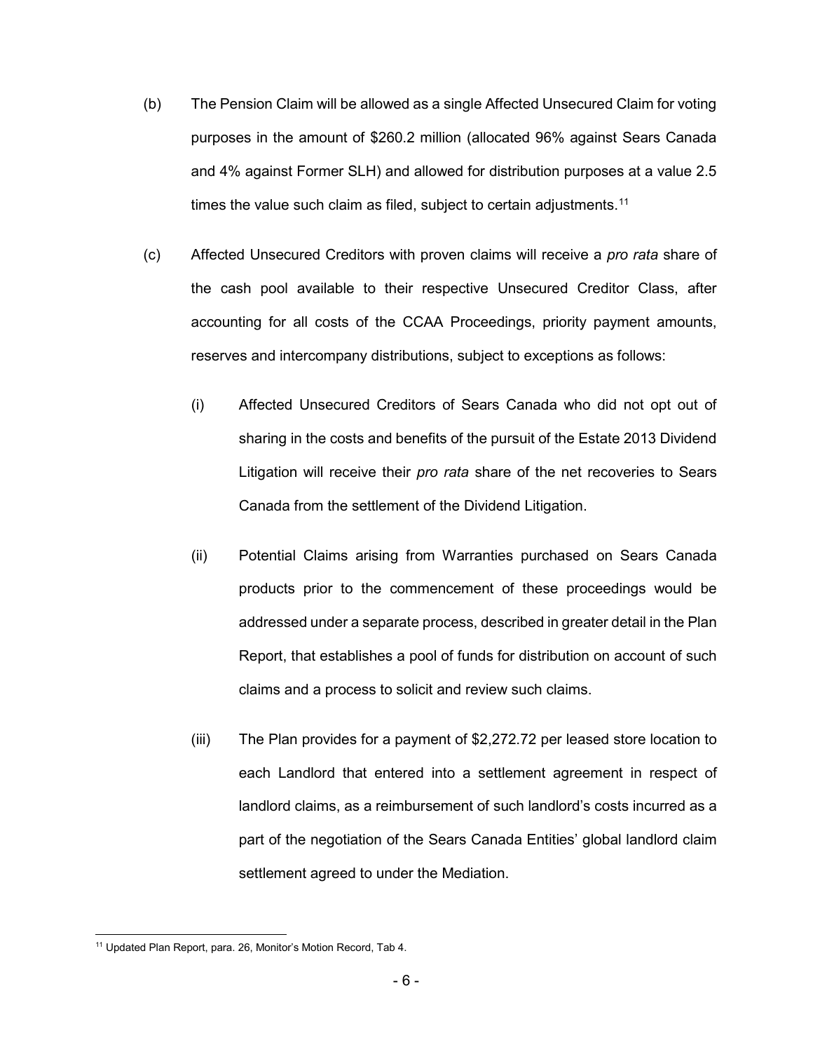(b) The Pension Claim will be allowed as a single Affected Unsecured Claim for voting purposes in the amount of $260.2 million (allocated 96% against Sears Canada and 4% against Former SLH) and allowed for distribution purposes at a value 2.5 times the value such claim as filed, subject to certain adjustments.[11]

(c) Affected Unsecured Creditors with proven claims will receive a *pro rata* share of the cash pool available to their respective Unsecured Creditor Class, after accounting for all costs of the CCAA Proceedings, priority payment amounts, reserves and intercompany distributions, subject to exceptions as follows:

   (i) Affected Unsecured Creditors of Sears Canada who did not opt out of sharing in the costs and benefits of the pursuit of the Estate 2013 Dividend Litigation will receive their *pro rata* share of the net recoveries to Sears Canada from the settlement of the Dividend Litigation.

   (ii) Potential Claims arising from Warranties purchased on Sears Canada products prior to the commencement of these proceedings would be addressed under a separate process, described in greater detail in the Plan Report, that establishes a pool of funds for distribution on account of such claims and a process to solicit and review such claims.

   (iii) The Plan provides for a payment of $2,272.72 per leased store location to each Landlord that entered into a settlement agreement in respect of landlord claims, as a reimbursement of such landlord's costs incurred as a part of the negotiation of the Sears Canada Entities' global landlord claim settlement agreed to under the Mediation.

---

[11] Updated Plan Report, para. 26, Monitor's Motion Record, Tab 4.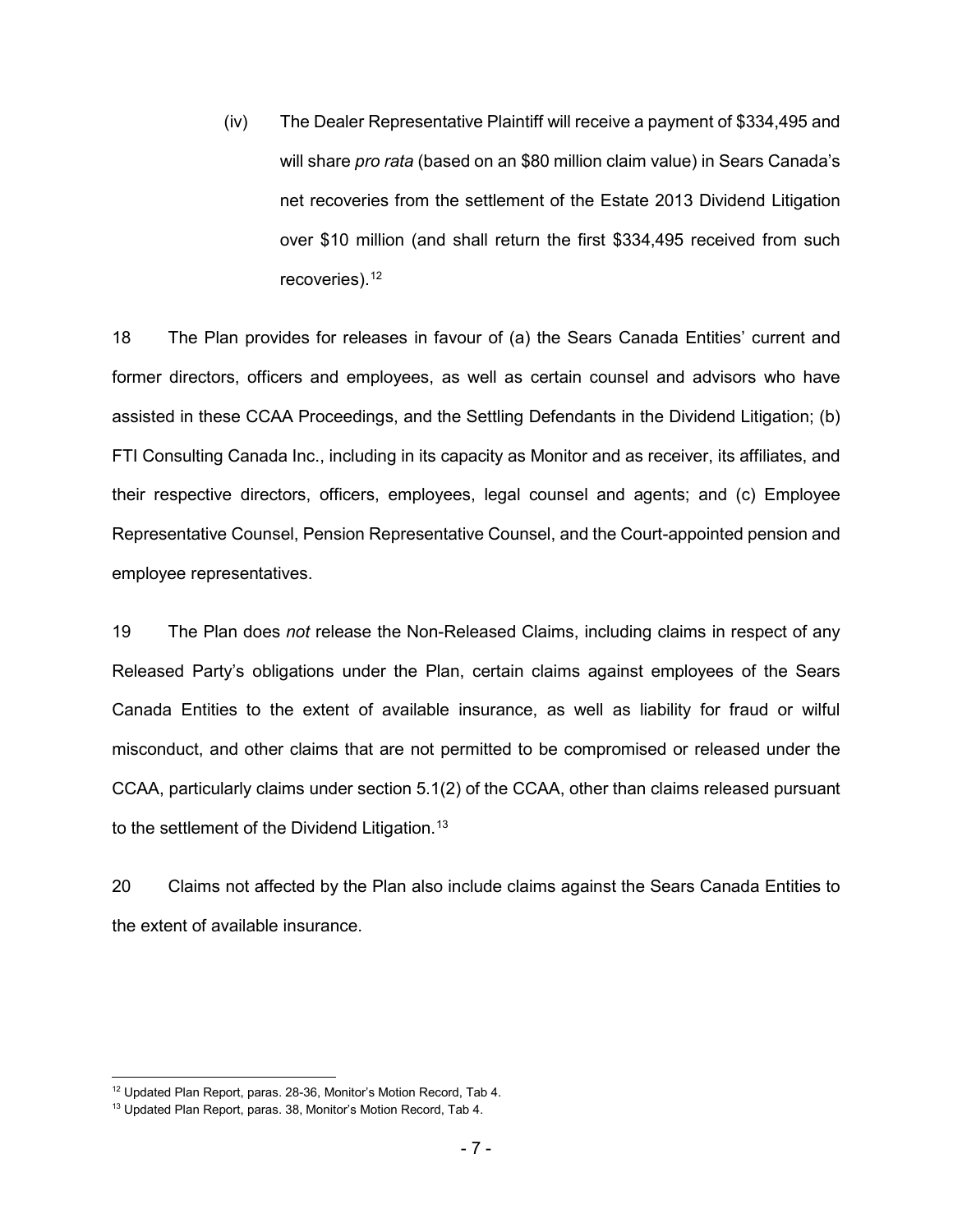(iv) The Dealer Representative Plaintiff will receive a payment of $334,495 and will share *pro rata* (based on an $80 million claim value) in Sears Canada's net recoveries from the settlement of the Estate 2013 Dividend Litigation over $10 million (and shall return the first $334,495 received from such recoveries).[12]

18 The Plan provides for releases in favour of (a) the Sears Canada Entities' current and former directors, officers and employees, as well as certain counsel and advisors who have assisted in these CCAA Proceedings, and the Settling Defendants in the Dividend Litigation; (b) FTI Consulting Canada Inc., including in its capacity as Monitor and as receiver, its affiliates, and their respective directors, officers, employees, legal counsel and agents; and (c) Employee Representative Counsel, Pension Representative Counsel, and the Court-appointed pension and employee representatives.

19 The Plan does *not* release the Non-Released Claims, including claims in respect of any Released Party's obligations under the Plan, certain claims against employees of the Sears Canada Entities to the extent of available insurance, as well as liability for fraud or wilful misconduct, and other claims that are not permitted to be compromised or released under the CCAA, particularly claims under section 5.1(2) of the CCAA, other than claims released pursuant to the settlement of the Dividend Litigation.[13]

20 Claims not affected by the Plan also include claims against the Sears Canada Entities to the extent of available insurance.

---

[12] Updated Plan Report, paras. 28-36, Monitor's Motion Record, Tab 4.

[13] Updated Plan Report, paras. 38, Monitor's Motion Record, Tab 4.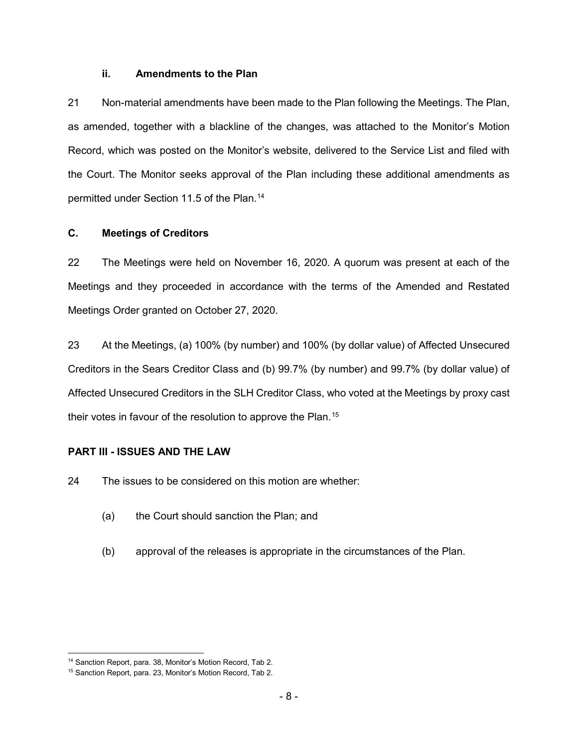#### ii. Amendments to the Plan

21 Non-material amendments have been made to the Plan following the Meetings. The Plan, as amended, together with a blackline of the changes, was attached to the Monitor's Motion Record, which was posted on the Monitor's website, delivered to the Service List and filed with the Court. The Monitor seeks approval of the Plan including these additional amendments as permitted under Section 11.5 of the Plan.[14]

### C. Meetings of Creditors

22 The Meetings were held on November 16, 2020. A quorum was present at each of the Meetings and they proceeded in accordance with the terms of the Amended and Restated Meetings Order granted on October 27, 2020.

23 At the Meetings, (a) 100% (by number) and 100% (by dollar value) of Affected Unsecured Creditors in the Sears Creditor Class and (b) 99.7% (by number) and 99.7% (by dollar value) of Affected Unsecured Creditors in the SLH Creditor Class, who voted at the Meetings by proxy cast their votes in favour of the resolution to approve the Plan.[15]

## PART III - ISSUES AND THE LAW

24 The issues to be considered on this motion are whether:

(a) the Court should sanction the Plan; and

(b) approval of the releases is appropriate in the circumstances of the Plan.

---

[14] Sanction Report, para. 38, Monitor's Motion Record, Tab 2.

[15] Sanction Report, para. 23, Monitor's Motion Record, Tab 2.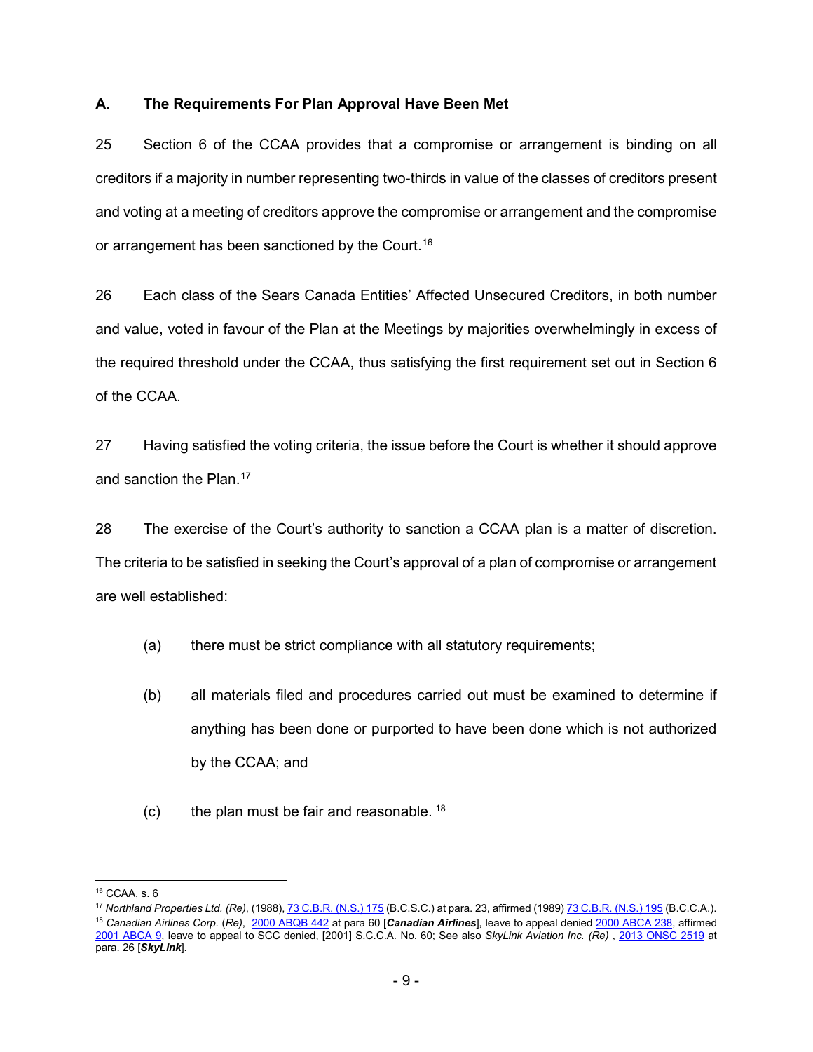### A. The Requirements For Plan Approval Have Been Met

25 Section 6 of the CCAA provides that a compromise or arrangement is binding on all creditors if a majority in number representing two-thirds in value of the classes of creditors present and voting at a meeting of creditors approve the compromise or arrangement and the compromise or arrangement has been sanctioned by the Court.[16]

26 Each class of the Sears Canada Entities' Affected Unsecured Creditors, in both number and value, voted in favour of the Plan at the Meetings by majorities overwhelmingly in excess of the required threshold under the CCAA, thus satisfying the first requirement set out in Section 6 of the CCAA.

27 Having satisfied the voting criteria, the issue before the Court is whether it should approve and sanction the Plan.[17]

28 The exercise of the Court's authority to sanction a CCAA plan is a matter of discretion. The criteria to be satisfied in seeking the Court's approval of a plan of compromise or arrangement are well established:

(a) there must be strict compliance with all statutory requirements;

(b) all materials filed and procedures carried out must be examined to determine if anything has been done or purported to have been done which is not authorized by the CCAA; and

(c) the plan must be fair and reasonable. [18]

---

[16] CCAA, s. 6

[17] *Northland Properties Ltd. (Re)*, (1988), 73 C.B.R. (N.S.) 175 (B.C.S.C.) at para. 23, affirmed (1989) 73 C.B.R. (N.S.) 195 (B.C.C.A.).

[18] *Canadian Airlines Corp.* (*Re*), 2000 ABQB 442 at para 60 [***Canadian Airlines***], leave to appeal denied 2000 ABCA 238, affirmed 2001 ABCA 9, leave to appeal to SCC denied, [2001] S.C.C.A. No. 60; See also *SkyLink Aviation Inc. (Re)* , 2013 ONSC 2519 at para. 26 [***SkyLink***].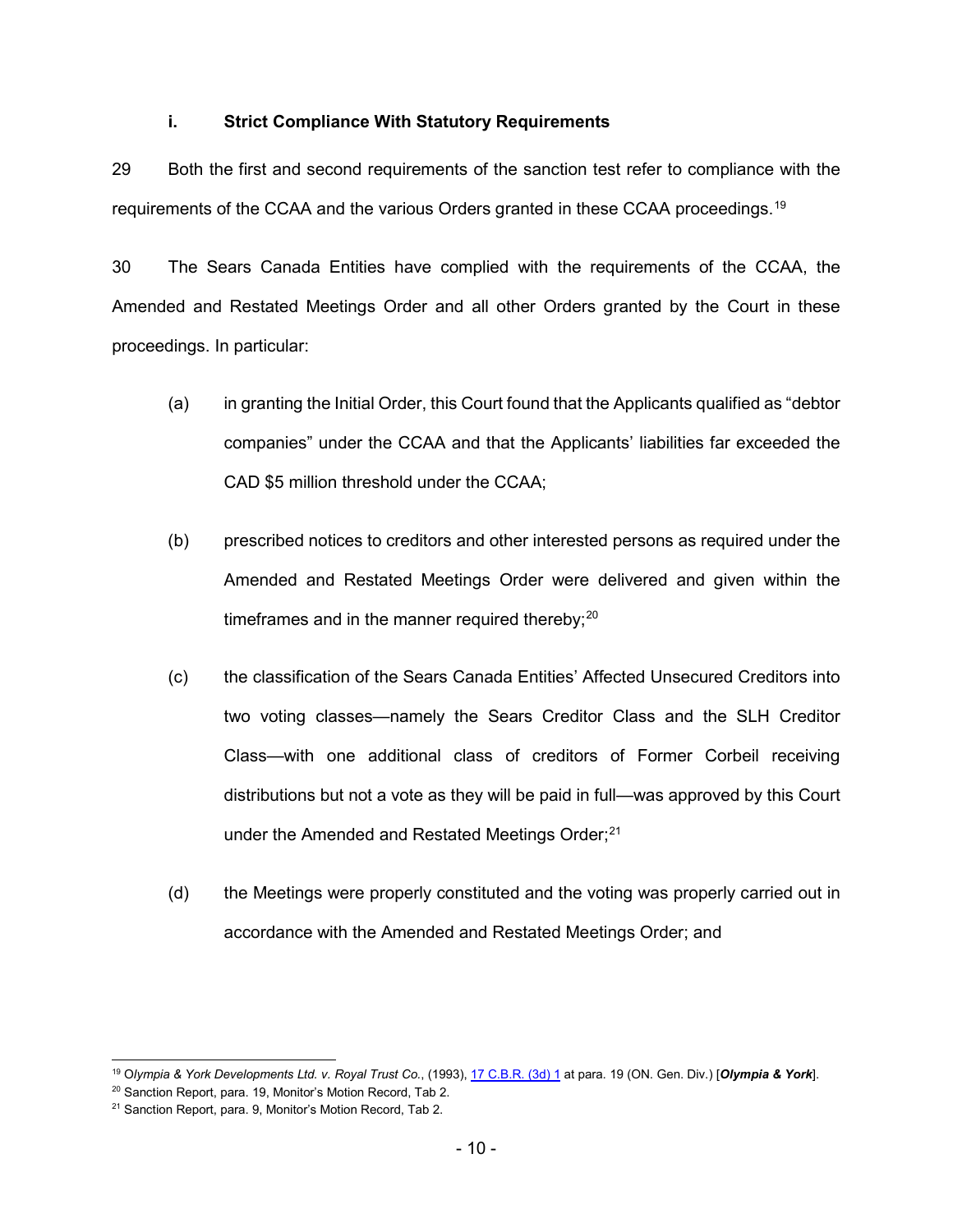### i. Strict Compliance With Statutory Requirements

29 Both the first and second requirements of the sanction test refer to compliance with the requirements of the CCAA and the various Orders granted in these CCAA proceedings.[19]

30 The Sears Canada Entities have complied with the requirements of the CCAA, the Amended and Restated Meetings Order and all other Orders granted by the Court in these proceedings. In particular:

(a) in granting the Initial Order, this Court found that the Applicants qualified as "debtor companies" under the CCAA and that the Applicants' liabilities far exceeded the CAD $5 million threshold under the CCAA;

(b) prescribed notices to creditors and other interested persons as required under the Amended and Restated Meetings Order were delivered and given within the timeframes and in the manner required thereby;[20]

(c) the classification of the Sears Canada Entities' Affected Unsecured Creditors into two voting classes—namely the Sears Creditor Class and the SLH Creditor Class—with one additional class of creditors of Former Corbeil receiving distributions but not a vote as they will be paid in full—was approved by this Court under the Amended and Restated Meetings Order;[21]

(d) the Meetings were properly constituted and the voting was properly carried out in accordance with the Amended and Restated Meetings Order; and

---

[19] *Olympia & York Developments Ltd. v. Royal Trust Co.*, (1993), 17 C.B.R. (3d) 1 at para. 19 (ON. Gen. Div.) [***Olympia & York***].

[20] Sanction Report, para. 19, Monitor's Motion Record, Tab 2.

[21] Sanction Report, para. 9, Monitor's Motion Record, Tab 2.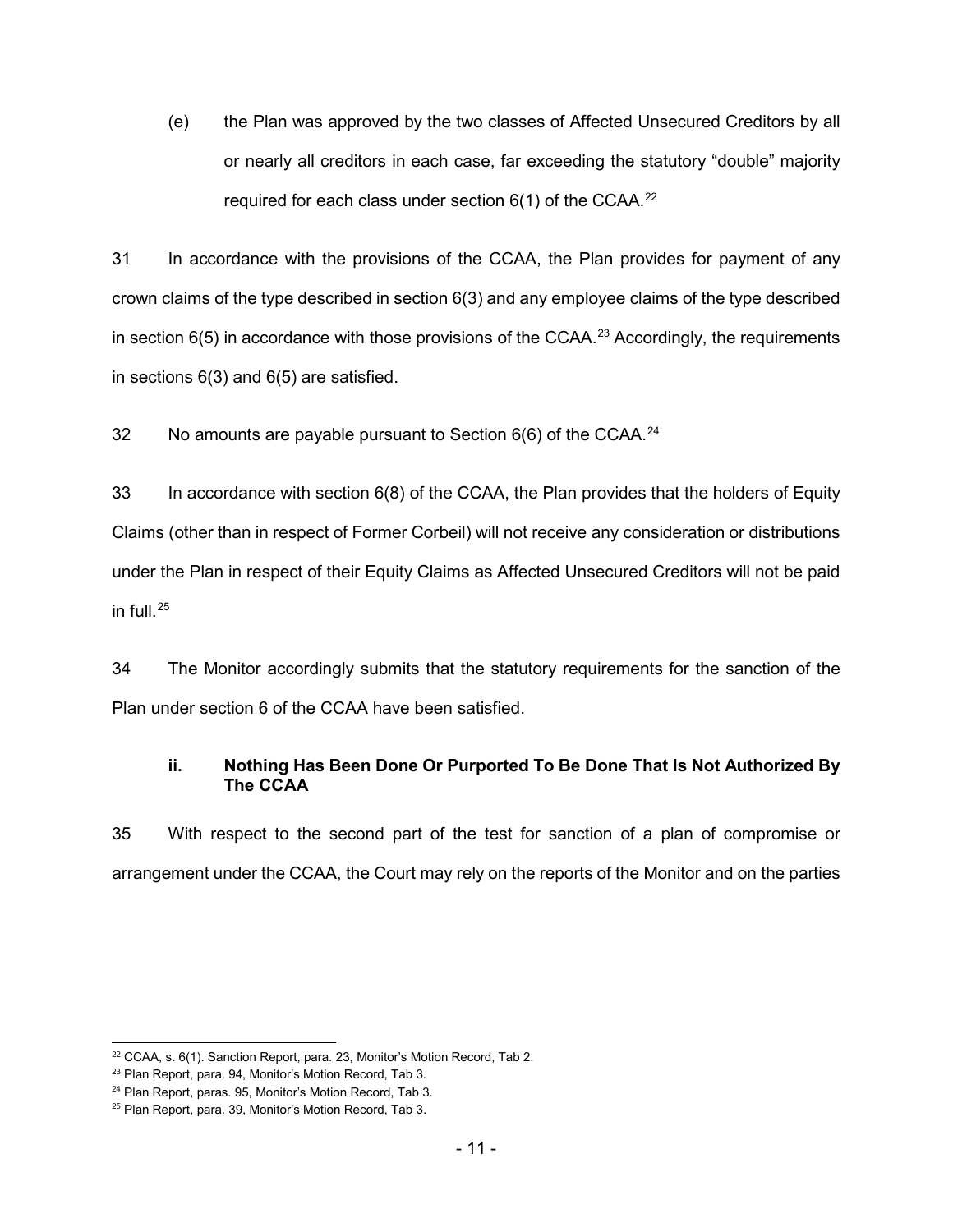(e) the Plan was approved by the two classes of Affected Unsecured Creditors by all or nearly all creditors in each case, far exceeding the statutory "double" majority required for each class under section 6(1) of the CCAA.[22]

31 In accordance with the provisions of the CCAA, the Plan provides for payment of any crown claims of the type described in section 6(3) and any employee claims of the type described in section 6(5) in accordance with those provisions of the CCAA.[23] Accordingly, the requirements in sections 6(3) and 6(5) are satisfied.

32 No amounts are payable pursuant to Section 6(6) of the CCAA.[24]

33 In accordance with section 6(8) of the CCAA, the Plan provides that the holders of Equity Claims (other than in respect of Former Corbeil) will not receive any consideration or distributions under the Plan in respect of their Equity Claims as Affected Unsecured Creditors will not be paid in full.[25]

34 The Monitor accordingly submits that the statutory requirements for the sanction of the Plan under section 6 of the CCAA have been satisfied.

### ii. Nothing Has Been Done Or Purported To Be Done That Is Not Authorized By The CCAA

35 With respect to the second part of the test for sanction of a plan of compromise or arrangement under the CCAA, the Court may rely on the reports of the Monitor and on the parties

---

[22] CCAA, s. 6(1). Sanction Report, para. 23, Monitor's Motion Record, Tab 2.

[23] Plan Report, para. 94, Monitor's Motion Record, Tab 3.

[24] Plan Report, paras. 95, Monitor's Motion Record, Tab 3.

[25] Plan Report, para. 39, Monitor's Motion Record, Tab 3.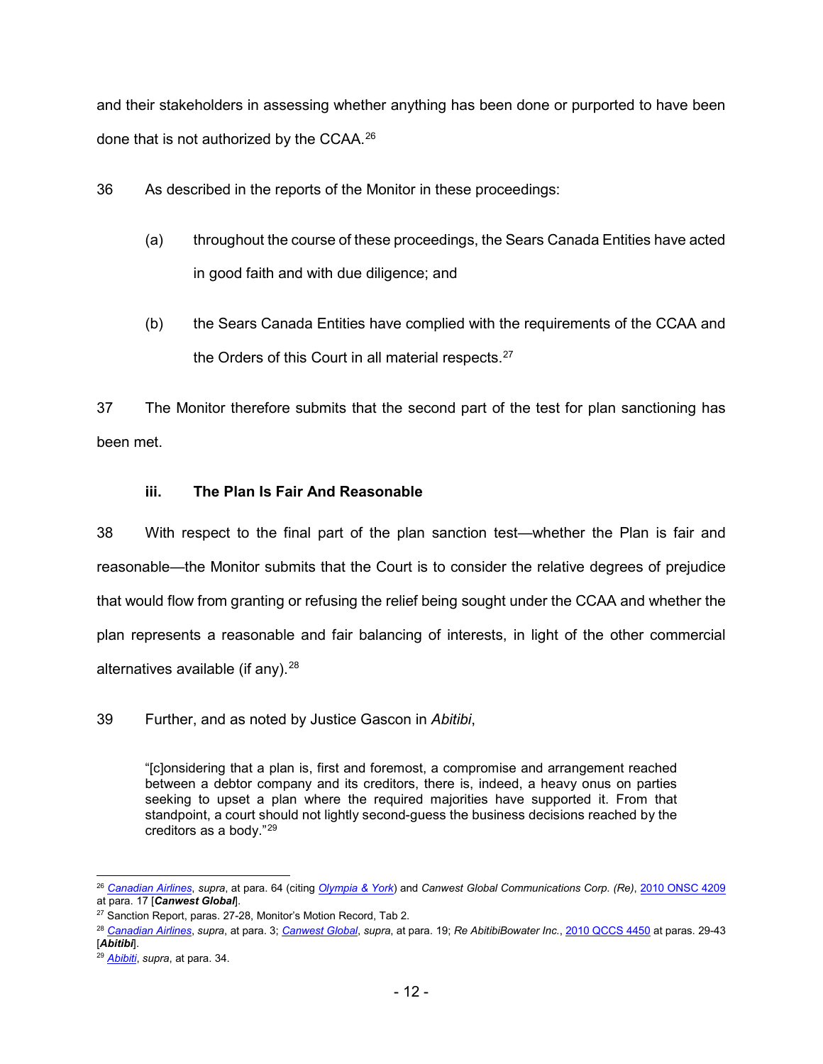and their stakeholders in assessing whether anything has been done or purported to have been done that is not authorized by the CCAA.[26]

36 As described in the reports of the Monitor in these proceedings:

(a) throughout the course of these proceedings, the Sears Canada Entities have acted in good faith and with due diligence; and

(b) the Sears Canada Entities have complied with the requirements of the CCAA and the Orders of this Court in all material respects.[27]

37 The Monitor therefore submits that the second part of the test for plan sanctioning has been met.

### iii. The Plan Is Fair And Reasonable

38 With respect to the final part of the plan sanction test—whether the Plan is fair and reasonable—the Monitor submits that the Court is to consider the relative degrees of prejudice that would flow from granting or refusing the relief being sought under the CCAA and whether the plan represents a reasonable and fair balancing of interests, in light of the other commercial alternatives available (if any).[28]

39 Further, and as noted by Justice Gascon in *Abitibi*,

> "[c]onsidering that a plan is, first and foremost, a compromise and arrangement reached between a debtor company and its creditors, there is, indeed, a heavy onus on parties seeking to upset a plan where the required majorities have supported it. From that standpoint, a court should not lightly second-guess the business decisions reached by the creditors as a body."[29]

---

[26] *Canadian Airlines*, *supra*, at para. 64 (citing *Olympia & York*) and *Canwest Global Communications Corp. (Re)*, 2010 ONSC 4209 at para. 17 [***Canwest Global***].

[27] Sanction Report, paras. 27-28, Monitor's Motion Record, Tab 2.

[28] *Canadian Airlines*, *supra*, at para. 3; *Canwest Global*, *supra*, at para. 19; *Re AbitibiBowater Inc.*, 2010 QCCS 4450 at paras. 29-43 [***Abitibi***].

[29] *Abibiti*, *supra*, at para. 34.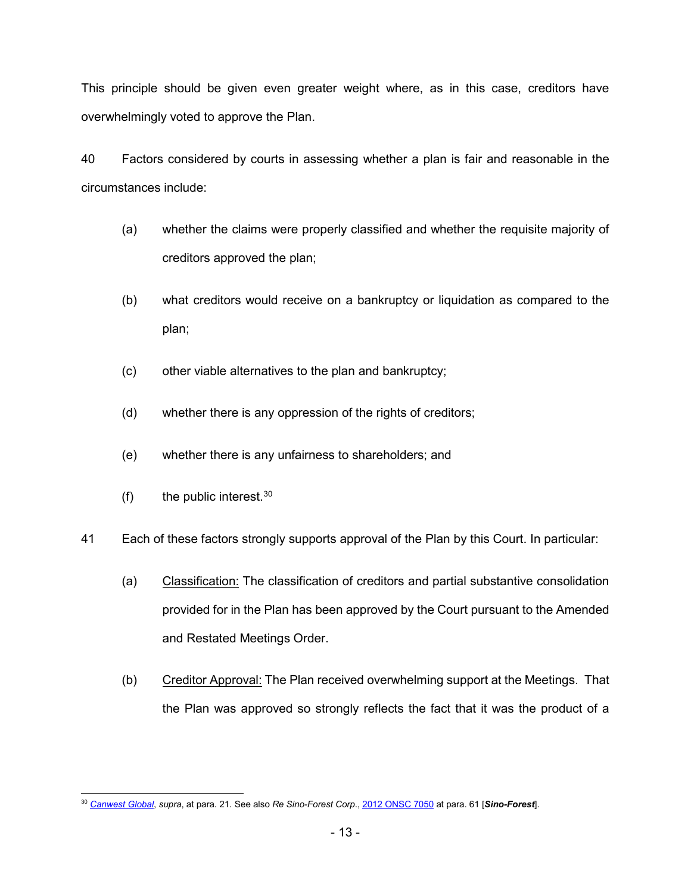This principle should be given even greater weight where, as in this case, creditors have overwhelmingly voted to approve the Plan.

40 Factors considered by courts in assessing whether a plan is fair and reasonable in the circumstances include:

(a) whether the claims were properly classified and whether the requisite majority of creditors approved the plan;

(b) what creditors would receive on a bankruptcy or liquidation as compared to the plan;

(c) other viable alternatives to the plan and bankruptcy;

(d) whether there is any oppression of the rights of creditors;

(e) whether there is any unfairness to shareholders; and

(f) the public interest.[30]

41 Each of these factors strongly supports approval of the Plan by this Court. In particular:

(a) Classification: The classification of creditors and partial substantive consolidation provided for in the Plan has been approved by the Court pursuant to the Amended and Restated Meetings Order.

(b) Creditor Approval: The Plan received overwhelming support at the Meetings. That the Plan was approved so strongly reflects the fact that it was the product of a

---

[30] *Canwest Global*, *supra*, at para. 21. See also *Re Sino-Forest Corp*., 2012 ONSC 7050 at para. 61 [***Sino-Forest***].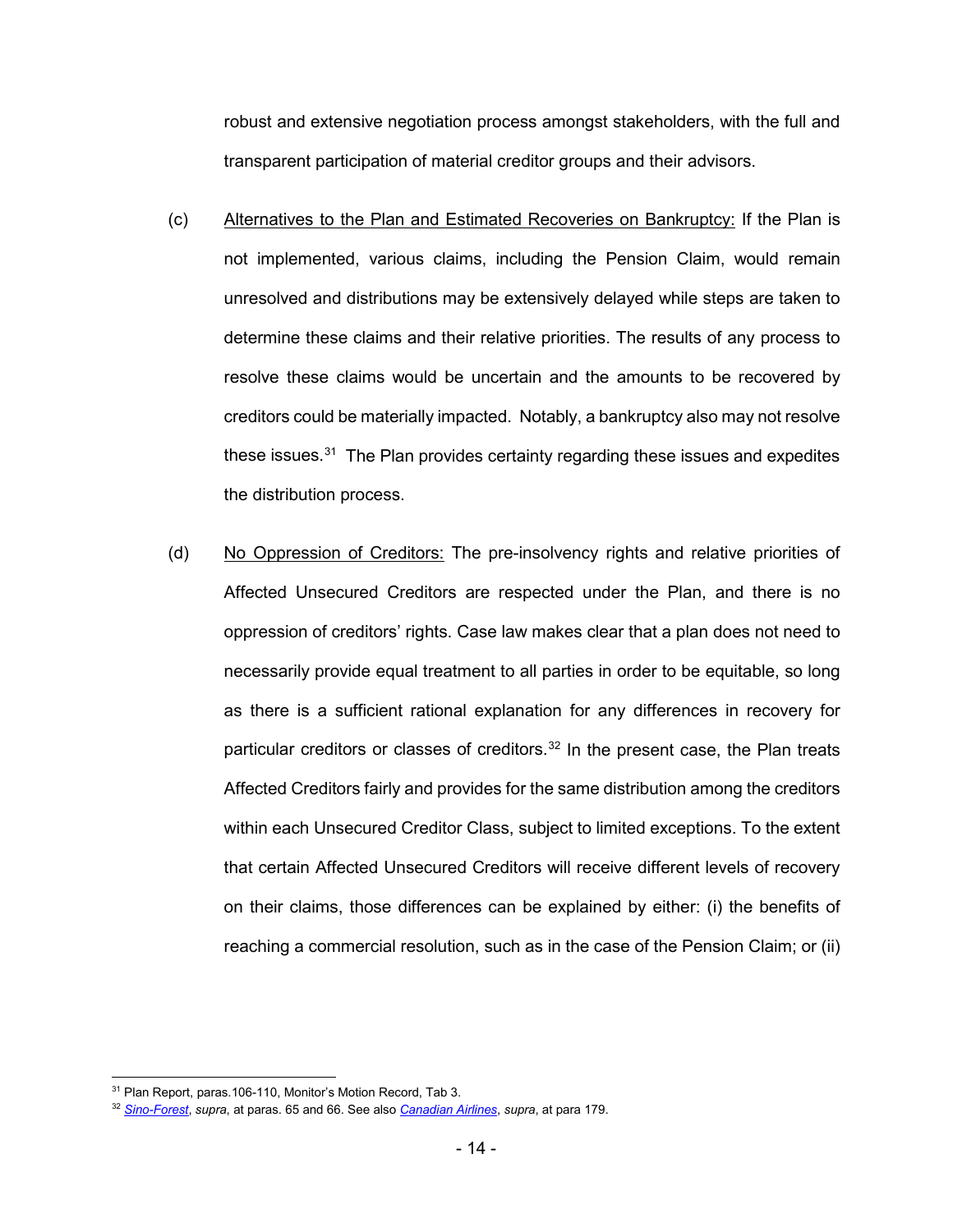robust and extensive negotiation process amongst stakeholders, with the full and transparent participation of material creditor groups and their advisors.

(c) Alternatives to the Plan and Estimated Recoveries on Bankruptcy: If the Plan is not implemented, various claims, including the Pension Claim, would remain unresolved and distributions may be extensively delayed while steps are taken to determine these claims and their relative priorities. The results of any process to resolve these claims would be uncertain and the amounts to be recovered by creditors could be materially impacted. Notably, a bankruptcy also may not resolve these issues.[31] The Plan provides certainty regarding these issues and expedites the distribution process.

(d) No Oppression of Creditors: The pre-insolvency rights and relative priorities of Affected Unsecured Creditors are respected under the Plan, and there is no oppression of creditors' rights. Case law makes clear that a plan does not need to necessarily provide equal treatment to all parties in order to be equitable, so long as there is a sufficient rational explanation for any differences in recovery for particular creditors or classes of creditors.[32] In the present case, the Plan treats Affected Creditors fairly and provides for the same distribution among the creditors within each Unsecured Creditor Class, subject to limited exceptions. To the extent that certain Affected Unsecured Creditors will receive different levels of recovery on their claims, those differences can be explained by either: (i) the benefits of reaching a commercial resolution, such as in the case of the Pension Claim; or (ii)

---

[31] Plan Report, paras.106-110, Monitor's Motion Record, Tab 3.

[32] *Sino-Forest*, *supra*, at paras. 65 and 66. See also *Canadian Airlines*, *supra*, at para 179.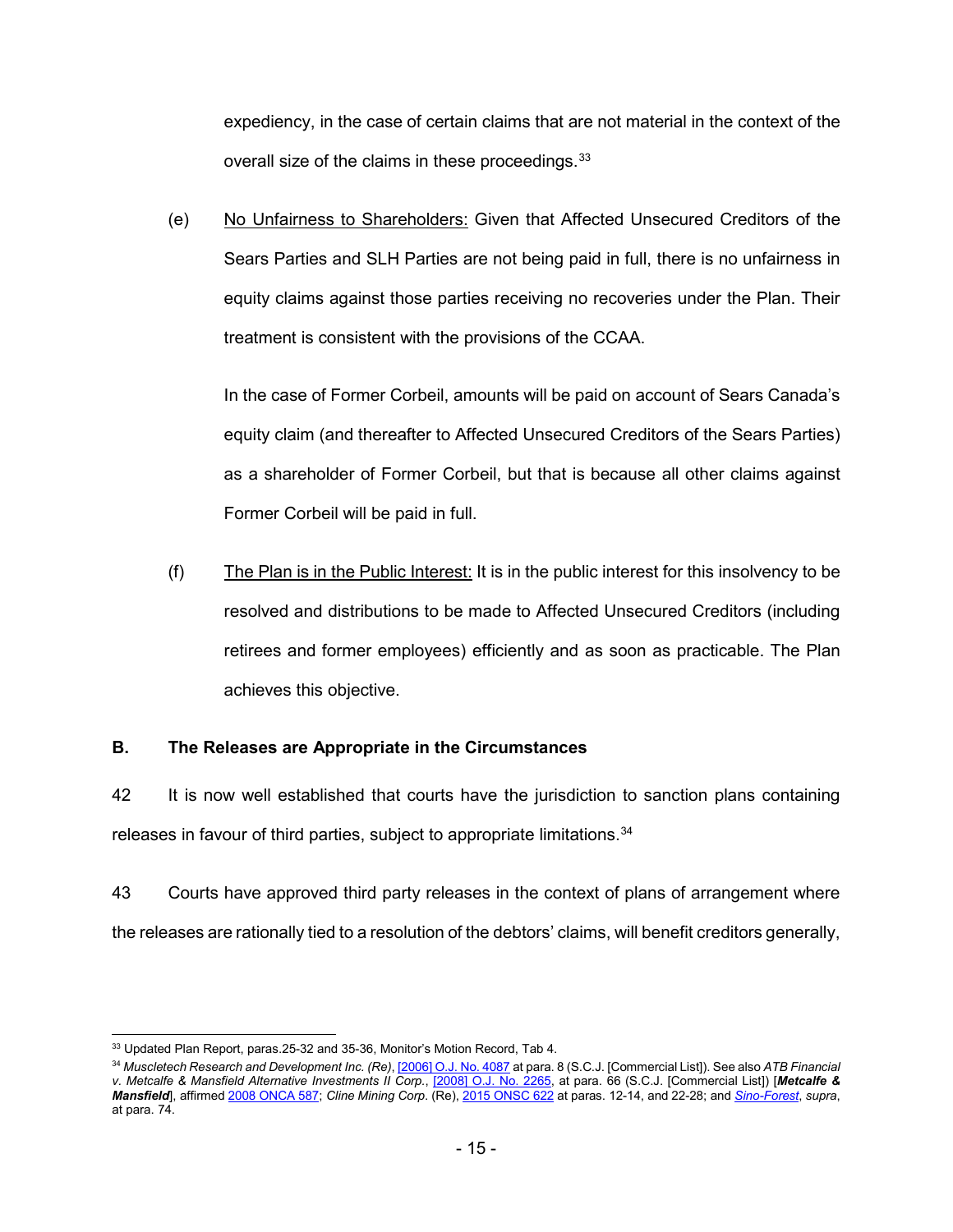expediency, in the case of certain claims that are not material in the context of the overall size of the claims in these proceedings.[33]

(e) No Unfairness to Shareholders: Given that Affected Unsecured Creditors of the Sears Parties and SLH Parties are not being paid in full, there is no unfairness in equity claims against those parties receiving no recoveries under the Plan. Their treatment is consistent with the provisions of the CCAA.

In the case of Former Corbeil, amounts will be paid on account of Sears Canada's equity claim (and thereafter to Affected Unsecured Creditors of the Sears Parties) as a shareholder of Former Corbeil, but that is because all other claims against Former Corbeil will be paid in full.

(f) The Plan is in the Public Interest: It is in the public interest for this insolvency to be resolved and distributions to be made to Affected Unsecured Creditors (including retirees and former employees) efficiently and as soon as practicable. The Plan achieves this objective.

### B. The Releases are Appropriate in the Circumstances

42 It is now well established that courts have the jurisdiction to sanction plans containing releases in favour of third parties, subject to appropriate limitations.[34]

43 Courts have approved third party releases in the context of plans of arrangement where the releases are rationally tied to a resolution of the debtors' claims, will benefit creditors generally,

---

[33] Updated Plan Report, paras.25-32 and 35-36, Monitor's Motion Record, Tab 4.

[34] *Muscletech Research and Development Inc. (Re)*, [2006] O.J. No. 4087 at para. 8 (S.C.J. [Commercial List]). See also *ATB Financial v. Metcalfe & Mansfield Alternative Investments II Corp.*, [2008] O.J. No. 2265, at para. 66 (S.C.J. [Commercial List]) [***Metcalfe & Mansfield***], affirmed 2008 ONCA 587; *Cline Mining Corp*. (Re), 2015 ONSC 622 at paras. 12-14, and 22-28; and *Sino-Forest*, *supra*, at para. 74.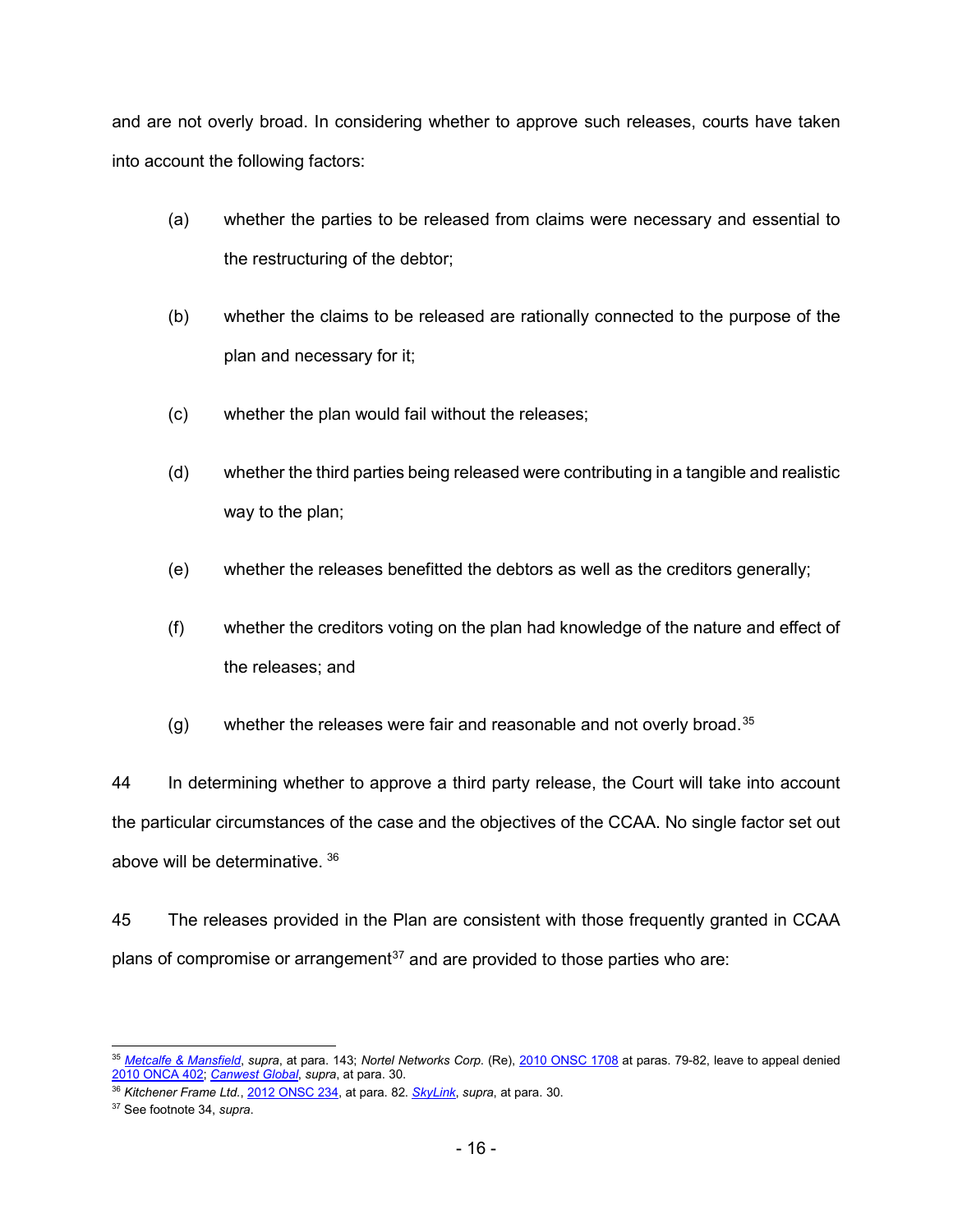and are not overly broad. In considering whether to approve such releases, courts have taken into account the following factors:

(a) whether the parties to be released from claims were necessary and essential to the restructuring of the debtor;

(b) whether the claims to be released are rationally connected to the purpose of the plan and necessary for it;

(c) whether the plan would fail without the releases;

(d) whether the third parties being released were contributing in a tangible and realistic way to the plan;

(e) whether the releases benefitted the debtors as well as the creditors generally;

(f) whether the creditors voting on the plan had knowledge of the nature and effect of the releases; and

(g) whether the releases were fair and reasonable and not overly broad.[35]

44 In determining whether to approve a third party release, the Court will take into account the particular circumstances of the case and the objectives of the CCAA. No single factor set out above will be determinative. [36]

45 The releases provided in the Plan are consistent with those frequently granted in CCAA plans of compromise or arrangement[37] and are provided to those parties who are:

---

[35] *Metcalfe & Mansfield*, *supra*, at para. 143; *Nortel Networks Corp.* (Re), 2010 ONSC 1708 at paras. 79-82, leave to appeal denied 2010 ONCA 402; *Canwest Global*, *supra*, at para. 30.

[36] *Kitchener Frame Ltd.*, 2012 ONSC 234, at para. 82. *SkyLink*, *supra*, at para. 30.

[37] See footnote 34, *supra*.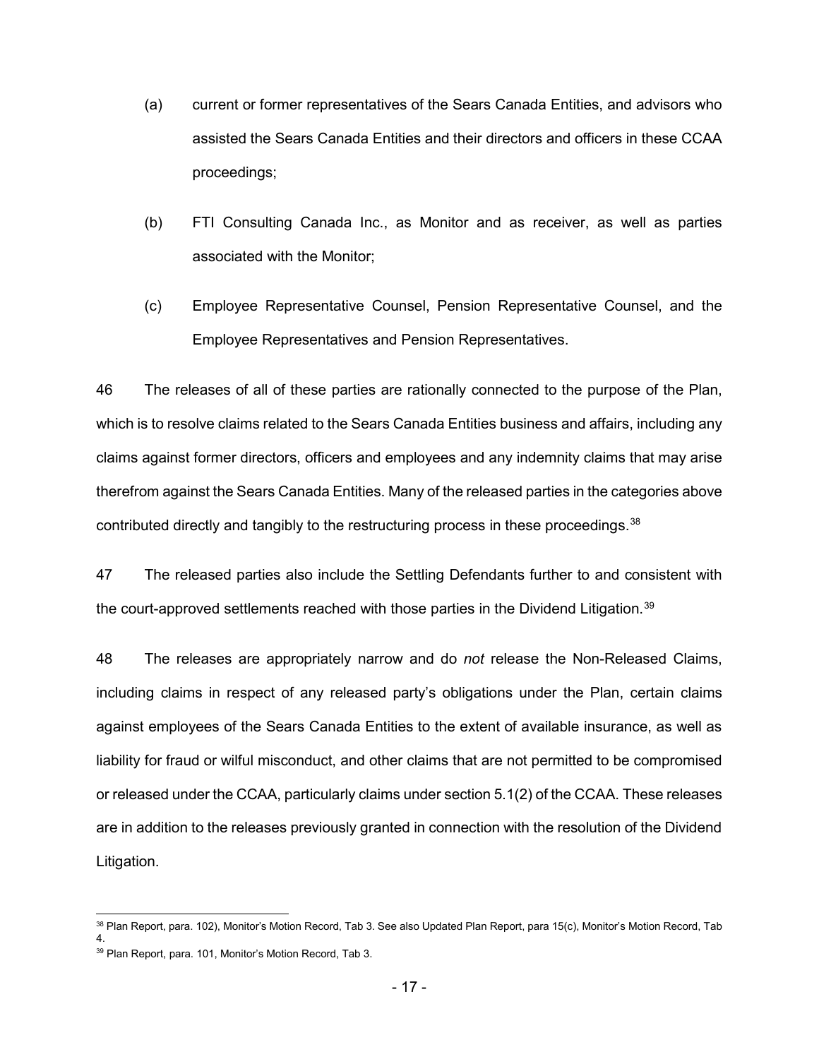(a) current or former representatives of the Sears Canada Entities, and advisors who assisted the Sears Canada Entities and their directors and officers in these CCAA proceedings;

(b) FTI Consulting Canada Inc., as Monitor and as receiver, as well as parties associated with the Monitor;

(c) Employee Representative Counsel, Pension Representative Counsel, and the Employee Representatives and Pension Representatives.

46 The releases of all of these parties are rationally connected to the purpose of the Plan, which is to resolve claims related to the Sears Canada Entities business and affairs, including any claims against former directors, officers and employees and any indemnity claims that may arise therefrom against the Sears Canada Entities. Many of the released parties in the categories above contributed directly and tangibly to the restructuring process in these proceedings.[38]

47 The released parties also include the Settling Defendants further to and consistent with the court-approved settlements reached with those parties in the Dividend Litigation.[39]

48 The releases are appropriately narrow and do *not* release the Non-Released Claims, including claims in respect of any released party's obligations under the Plan, certain claims against employees of the Sears Canada Entities to the extent of available insurance, as well as liability for fraud or wilful misconduct, and other claims that are not permitted to be compromised or released under the CCAA, particularly claims under section 5.1(2) of the CCAA. These releases are in addition to the releases previously granted in connection with the resolution of the Dividend Litigation.

---

[38] Plan Report, para. 102), Monitor's Motion Record, Tab 3. See also Updated Plan Report, para 15(c), Monitor's Motion Record, Tab 4.

[39] Plan Report, para. 101, Monitor's Motion Record, Tab 3.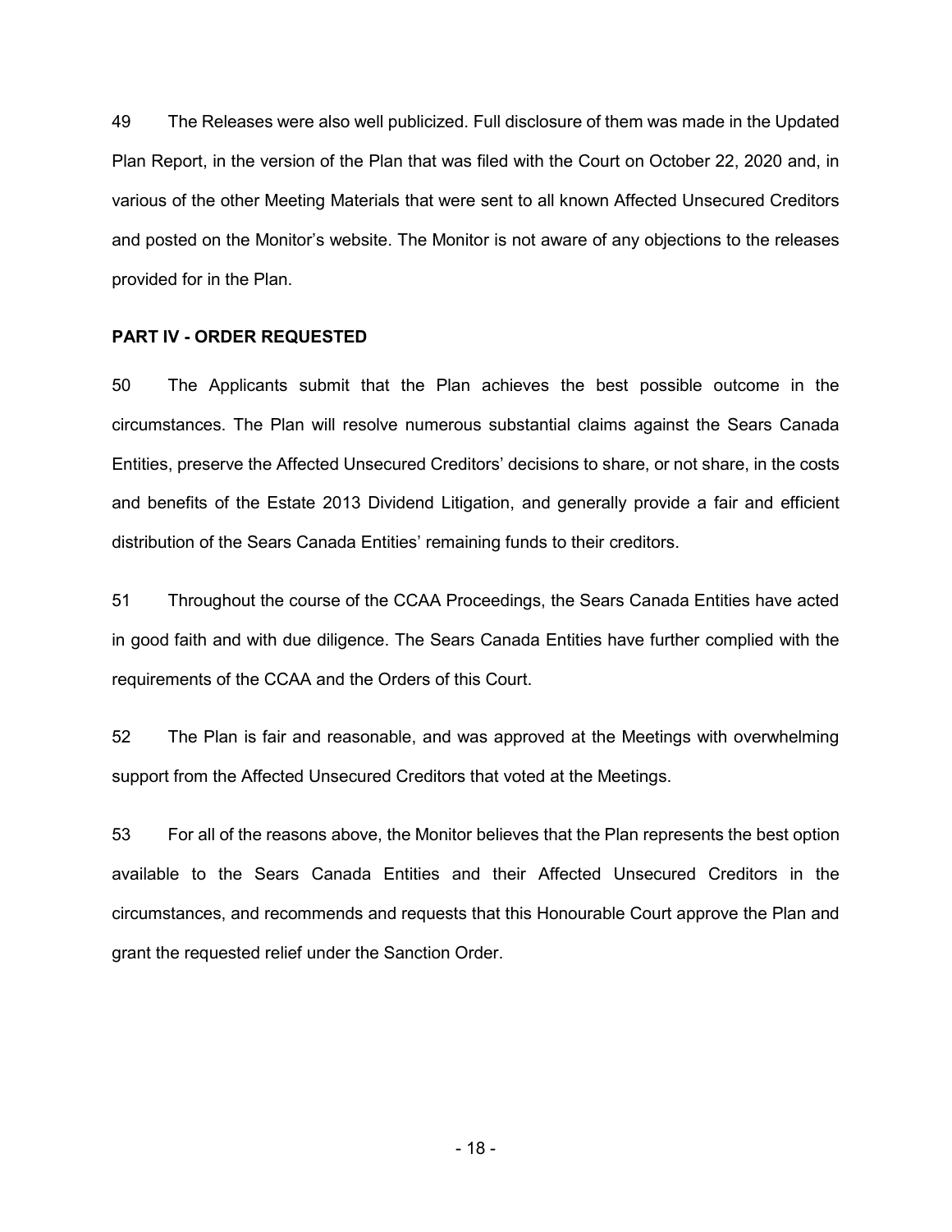49 The Releases were also well publicized. Full disclosure of them was made in the Updated Plan Report, in the version of the Plan that was filed with the Court on October 22, 2020 and, in various of the other Meeting Materials that were sent to all known Affected Unsecured Creditors and posted on the Monitor's website. The Monitor is not aware of any objections to the releases provided for in the Plan.

**PART IV - ORDER REQUESTED**

50 The Applicants submit that the Plan achieves the best possible outcome in the circumstances. The Plan will resolve numerous substantial claims against the Sears Canada Entities, preserve the Affected Unsecured Creditors' decisions to share, or not share, in the costs and benefits of the Estate 2013 Dividend Litigation, and generally provide a fair and efficient distribution of the Sears Canada Entities' remaining funds to their creditors.

51 Throughout the course of the CCAA Proceedings, the Sears Canada Entities have acted in good faith and with due diligence. The Sears Canada Entities have further complied with the requirements of the CCAA and the Orders of this Court.

52 The Plan is fair and reasonable, and was approved at the Meetings with overwhelming support from the Affected Unsecured Creditors that voted at the Meetings.

53 For all of the reasons above, the Monitor believes that the Plan represents the best option available to the Sears Canada Entities and their Affected Unsecured Creditors in the circumstances, and recommends and requests that this Honourable Court approve the Plan and grant the requested relief under the Sanction Order.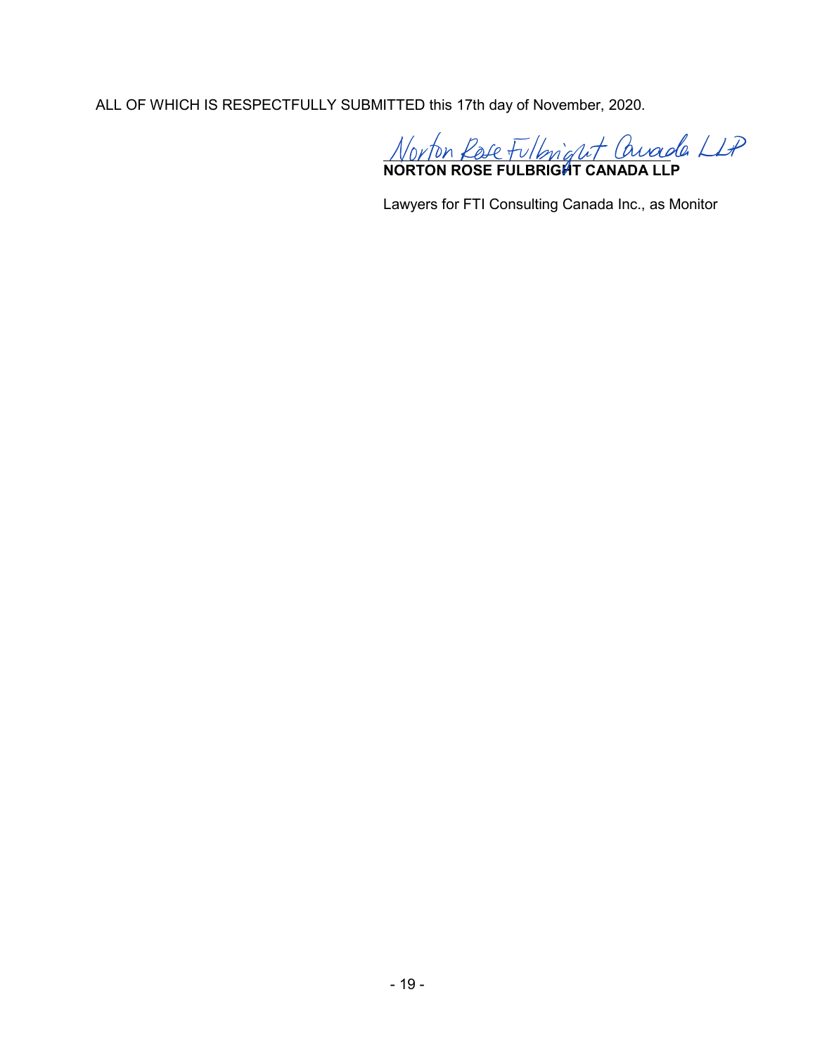ALL OF WHICH IS RESPECTFULLY SUBMITTED this 17th day of November, 2020.

Norton Rose Fulbright Canada LLP

**NORTON ROSE FULBRIGHT CANADA LLP**

Lawyers for FTI Consulting Canada Inc., as Monitor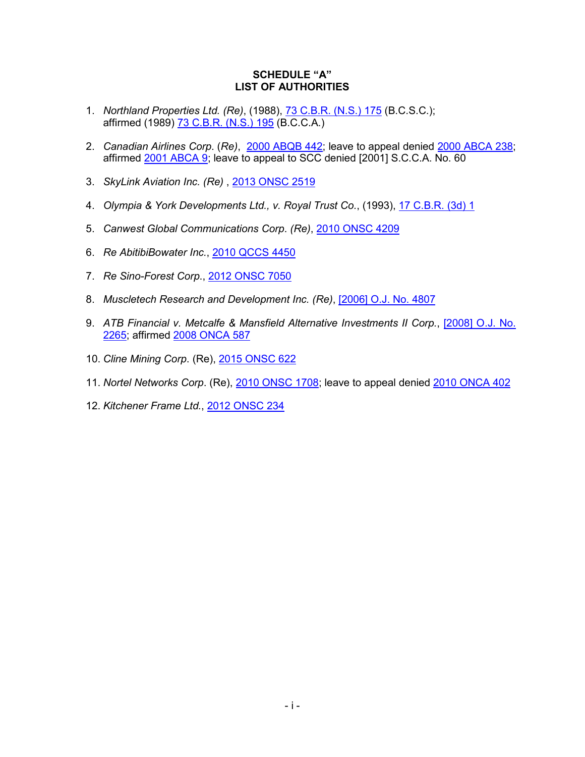**SCHEDULE "A"**
**LIST OF AUTHORITIES**

1. *Northland Properties Ltd. (Re)*, (1988), 73 C.B.R. (N.S.) 175 (B.C.S.C.); affirmed (1989) 73 C.B.R. (N.S.) 195 (B.C.C.A.)

2. *Canadian Airlines Corp*. (*Re)*, 2000 ABQB 442; leave to appeal denied 2000 ABCA 238; affirmed 2001 ABCA 9; leave to appeal to SCC denied [2001] S.C.C.A. No. 60

3. *SkyLink Aviation Inc. (Re)* , 2013 ONSC 2519

4. *Olympia & York Developments Ltd., v. Royal Trust Co*., (1993), 17 C.B.R. (3d) 1

5. *Canwest Global Communications Corp. (Re)*, 2010 ONSC 4209

6. *Re AbitibiBowater Inc*., 2010 QCCS 4450

7. *Re Sino-Forest Corp*., 2012 ONSC 7050

8. *Muscletech Research and Development Inc. (Re)*, [2006] O.J. No. 4807

9. *ATB Financial v. Metcalfe & Mansfield Alternative Investments II Corp*., [2008] O.J. No. 2265; affirmed 2008 ONCA 587

10. *Cline Mining Corp*. (Re), 2015 ONSC 622

11. *Nortel Networks Corp*. (Re), 2010 ONSC 1708; leave to appeal denied 2010 ONCA 402

12. *Kitchener Frame Ltd*., 2012 ONSC 234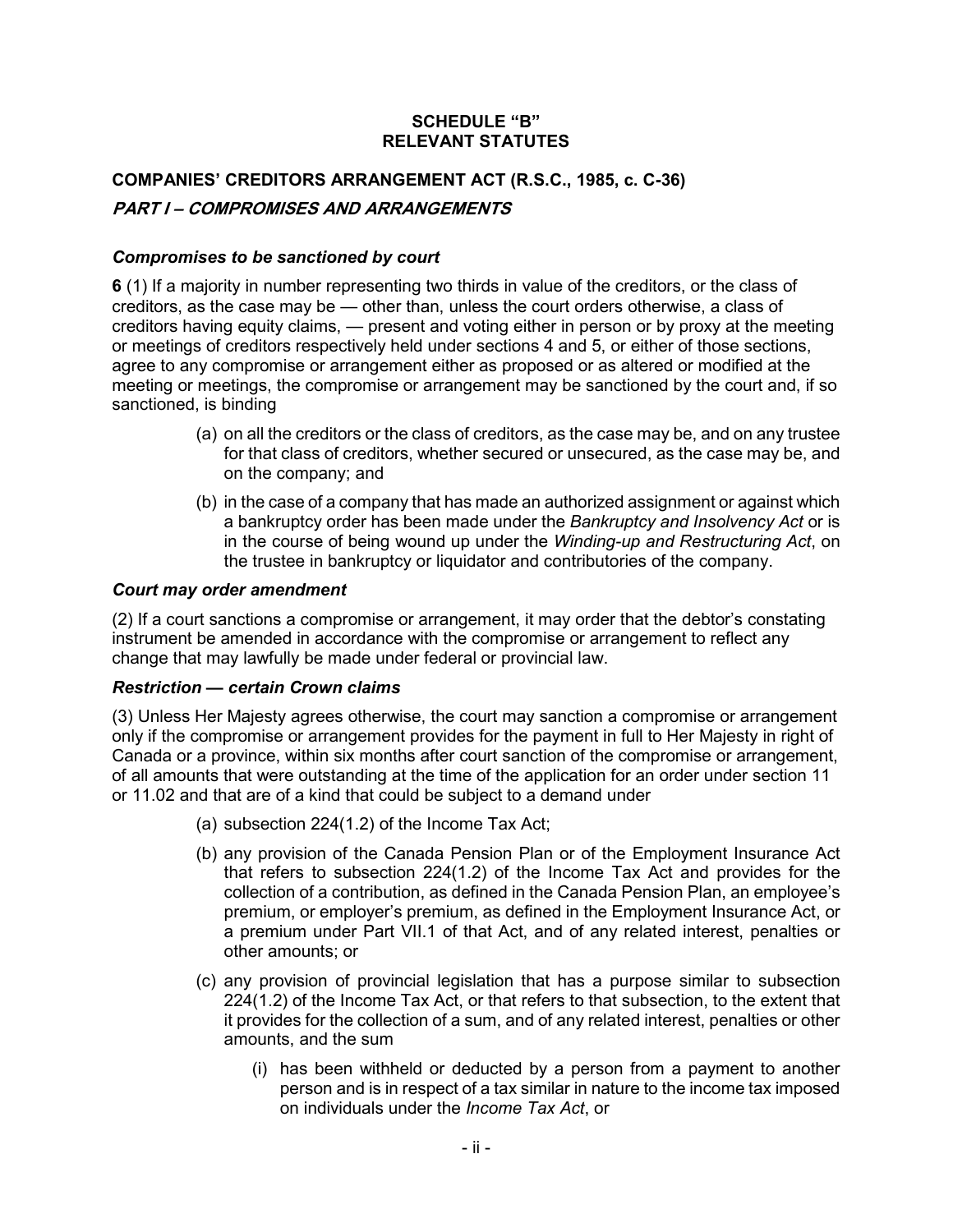# SCHEDULE "B"
# RELEVANT STATUTES

## COMPANIES' CREDITORS ARRANGEMENT ACT (R.S.C., 1985, c. C-36)

### *PART I – COMPROMISES AND ARRANGEMENTS*

#### *Compromises to be sanctioned by court*

**6** (1) If a majority in number representing two thirds in value of the creditors, or the class of creditors, as the case may be — other than, unless the court orders otherwise, a class of creditors having equity claims, — present and voting either in person or by proxy at the meeting or meetings of creditors respectively held under sections 4 and 5, or either of those sections, agree to any compromise or arrangement either as proposed or as altered or modified at the meeting or meetings, the compromise or arrangement may be sanctioned by the court and, if so sanctioned, is binding

- (a) on all the creditors or the class of creditors, as the case may be, and on any trustee for that class of creditors, whether secured or unsecured, as the case may be, and on the company; and
- (b) in the case of a company that has made an authorized assignment or against which a bankruptcy order has been made under the *Bankruptcy and Insolvency Act* or is in the course of being wound up under the *Winding-up and Restructuring Act*, on the trustee in bankruptcy or liquidator and contributories of the company.

#### *Court may order amendment*

(2) If a court sanctions a compromise or arrangement, it may order that the debtor's constating instrument be amended in accordance with the compromise or arrangement to reflect any change that may lawfully be made under federal or provincial law.

#### *Restriction — certain Crown claims*

(3) Unless Her Majesty agrees otherwise, the court may sanction a compromise or arrangement only if the compromise or arrangement provides for the payment in full to Her Majesty in right of Canada or a province, within six months after court sanction of the compromise or arrangement, of all amounts that were outstanding at the time of the application for an order under section 11 or 11.02 and that are of a kind that could be subject to a demand under

- (a) subsection 224(1.2) of the Income Tax Act;
- (b) any provision of the Canada Pension Plan or of the Employment Insurance Act that refers to subsection 224(1.2) of the Income Tax Act and provides for the collection of a contribution, as defined in the Canada Pension Plan, an employee's premium, or employer's premium, as defined in the Employment Insurance Act, or a premium under Part VII.1 of that Act, and of any related interest, penalties or other amounts; or
- (c) any provision of provincial legislation that has a purpose similar to subsection 224(1.2) of the Income Tax Act, or that refers to that subsection, to the extent that it provides for the collection of a sum, and of any related interest, penalties or other amounts, and the sum
  - (i) has been withheld or deducted by a person from a payment to another person and is in respect of a tax similar in nature to the income tax imposed on individuals under the *Income Tax Act*, or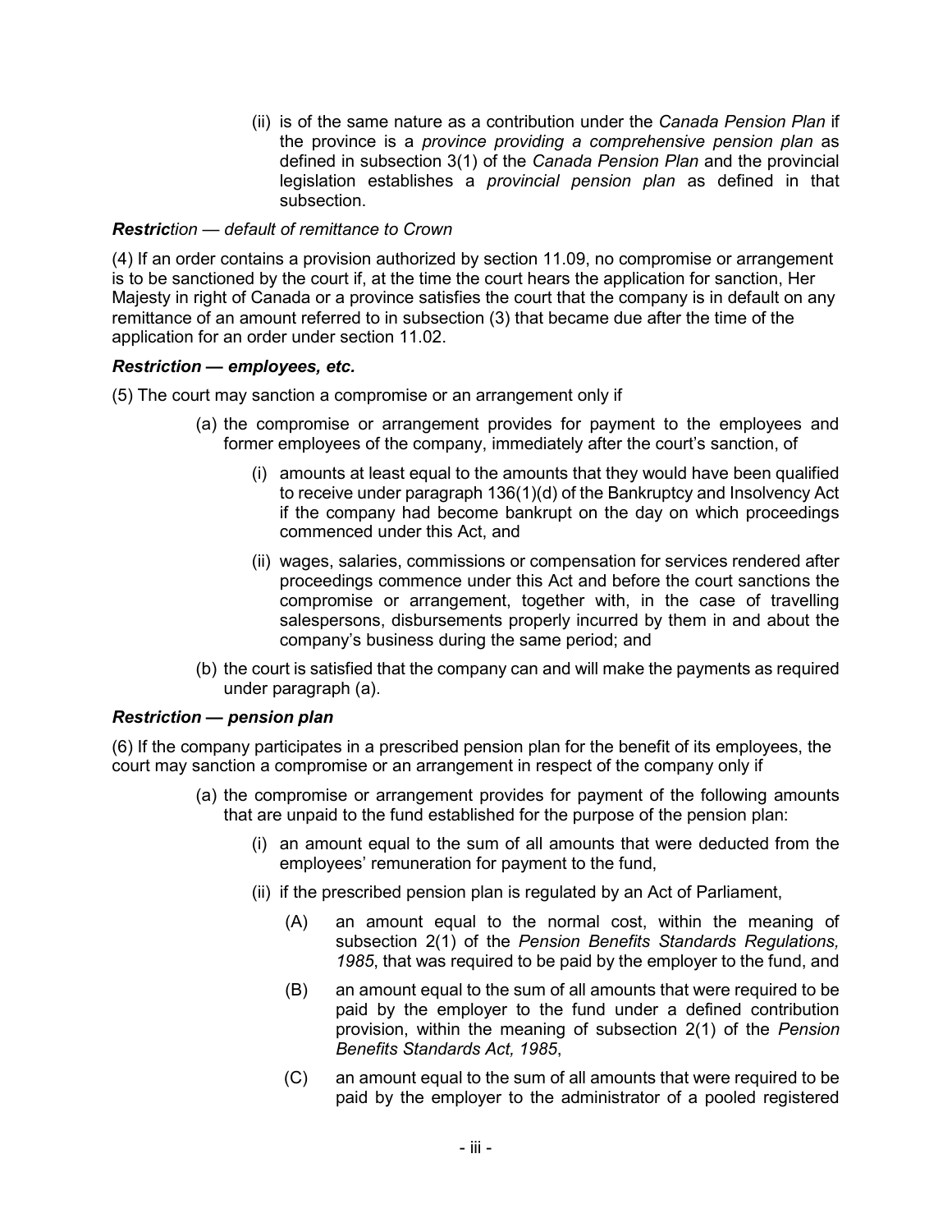(ii) is of the same nature as a contribution under the *Canada Pension Plan* if the province is a *province providing a comprehensive pension plan* as defined in subsection 3(1) of the *Canada Pension Plan* and the provincial legislation establishes a *provincial pension plan* as defined in that subsection.

***Restriction — default of remittance to Crown***

(4) If an order contains a provision authorized by section 11.09, no compromise or arrangement is to be sanctioned by the court if, at the time the court hears the application for sanction, Her Majesty in right of Canada or a province satisfies the court that the company is in default on any remittance of an amount referred to in subsection (3) that became due after the time of the application for an order under section 11.02.

***Restriction — employees, etc.***

(5) The court may sanction a compromise or an arrangement only if

- (a) the compromise or arrangement provides for payment to the employees and former employees of the company, immediately after the court's sanction, of
  - (i) amounts at least equal to the amounts that they would have been qualified to receive under paragraph 136(1)(d) of the Bankruptcy and Insolvency Act if the company had become bankrupt on the day on which proceedings commenced under this Act, and
  - (ii) wages, salaries, commissions or compensation for services rendered after proceedings commence under this Act and before the court sanctions the compromise or arrangement, together with, in the case of travelling salespersons, disbursements properly incurred by them in and about the company's business during the same period; and
- (b) the court is satisfied that the company can and will make the payments as required under paragraph (a).

***Restriction — pension plan***

(6) If the company participates in a prescribed pension plan for the benefit of its employees, the court may sanction a compromise or an arrangement in respect of the company only if

- (a) the compromise or arrangement provides for payment of the following amounts that are unpaid to the fund established for the purpose of the pension plan:
  - (i) an amount equal to the sum of all amounts that were deducted from the employees' remuneration for payment to the fund,
  - (ii) if the prescribed pension plan is regulated by an Act of Parliament,
    - (A) an amount equal to the normal cost, within the meaning of subsection 2(1) of the *Pension Benefits Standards Regulations, 1985*, that was required to be paid by the employer to the fund, and
    - (B) an amount equal to the sum of all amounts that were required to be paid by the employer to the fund under a defined contribution provision, within the meaning of subsection 2(1) of the *Pension Benefits Standards Act, 1985*,
    - (C) an amount equal to the sum of all amounts that were required to be paid by the employer to the administrator of a pooled registered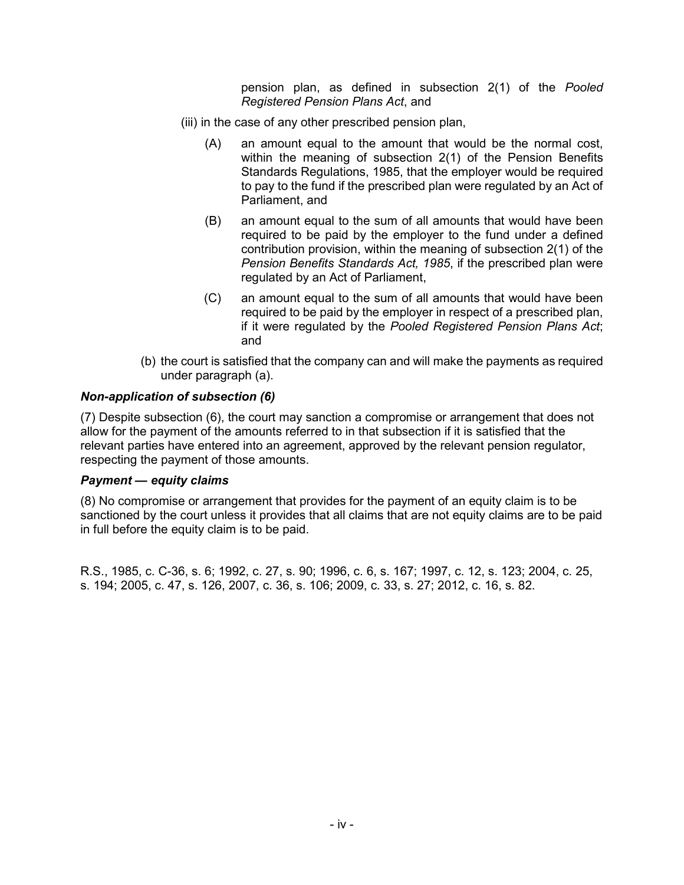pension plan, as defined in subsection 2(1) of the *Pooled Registered Pension Plans Act*, and

(iii) in the case of any other prescribed pension plan,

(A) an amount equal to the amount that would be the normal cost, within the meaning of subsection 2(1) of the Pension Benefits Standards Regulations, 1985, that the employer would be required to pay to the fund if the prescribed plan were regulated by an Act of Parliament, and

(B) an amount equal to the sum of all amounts that would have been required to be paid by the employer to the fund under a defined contribution provision, within the meaning of subsection 2(1) of the *Pension Benefits Standards Act, 1985*, if the prescribed plan were regulated by an Act of Parliament,

(C) an amount equal to the sum of all amounts that would have been required to be paid by the employer in respect of a prescribed plan, if it were regulated by the *Pooled Registered Pension Plans Act*; and

(b) the court is satisfied that the company can and will make the payments as required under paragraph (a).

***Non-application of subsection (6)***

(7) Despite subsection (6), the court may sanction a compromise or arrangement that does not allow for the payment of the amounts referred to in that subsection if it is satisfied that the relevant parties have entered into an agreement, approved by the relevant pension regulator, respecting the payment of those amounts.

***Payment — equity claims***

(8) No compromise or arrangement that provides for the payment of an equity claim is to be sanctioned by the court unless it provides that all claims that are not equity claims are to be paid in full before the equity claim is to be paid.

R.S., 1985, c. C-36, s. 6; 1992, c. 27, s. 90; 1996, c. 6, s. 167; 1997, c. 12, s. 123; 2004, c. 25, s. 194; 2005, c. 47, s. 126, 2007, c. 36, s. 106; 2009, c. 33, s. 27; 2012, c. 16, s. 82.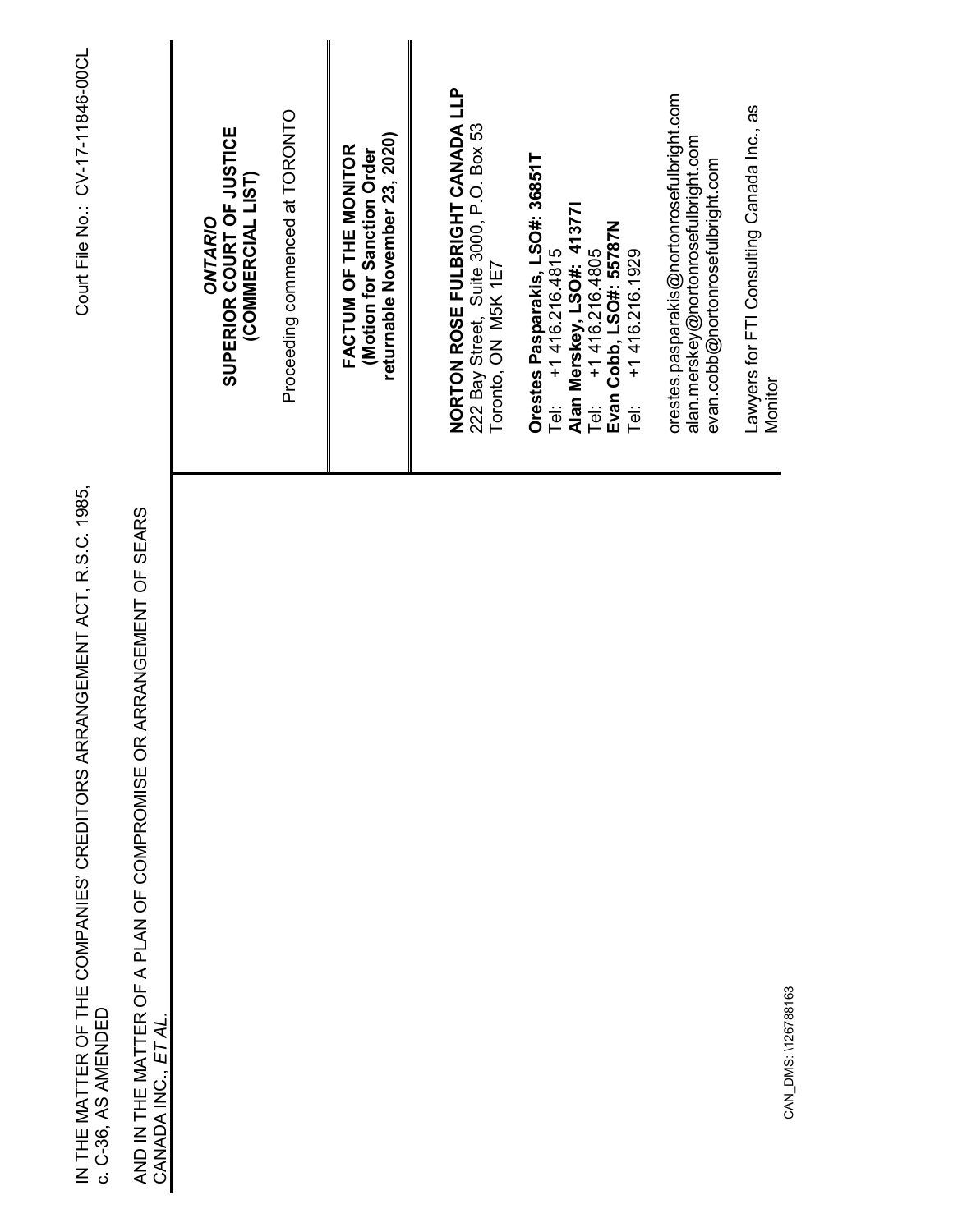IN THE MATTER OF THE COMPANIES' CREDITORS ARRANGEMENT ACT, R.S.C. 1985, c. C-36, AS AMENDED

AND IN THE MATTER OF A PLAN OF COMPROMISE OR ARRANGEMENT OF SEARS CANADA INC., *ET AL.*

Court File No.: CV-17-11846-00CL

***ONTARIO***
**SUPERIOR COURT OF JUSTICE**
**(COMMERCIAL LIST)**

Proceeding commenced at TORONTO

**FACTUM OF THE MONITOR**
**(Motion for Sanction Order returnable November 23, 2020)**

**NORTON ROSE FULBRIGHT CANADA LLP**
222 Bay Street, Suite 3000, P.O. Box 53
Toronto, ON M5K 1E7

**Orestes Pasparakis, LSO#: 36851T**
Tel: +1 416.216.4815
**Alan Merskey, LSO#: 41377I**
Tel: +1 416.216.4805
**Evan Cobb, LSO#: 55787N**
Tel: +1 416.216.1929

orestes.pasparakis@nortonrosefulbright.com
alan.merskey@nortonrosefulbright.com
evan.cobb@nortonrosefulbright.com

Lawyers for FTI Consulting Canada Inc., as Monitor

CAN_DMS: \126788163